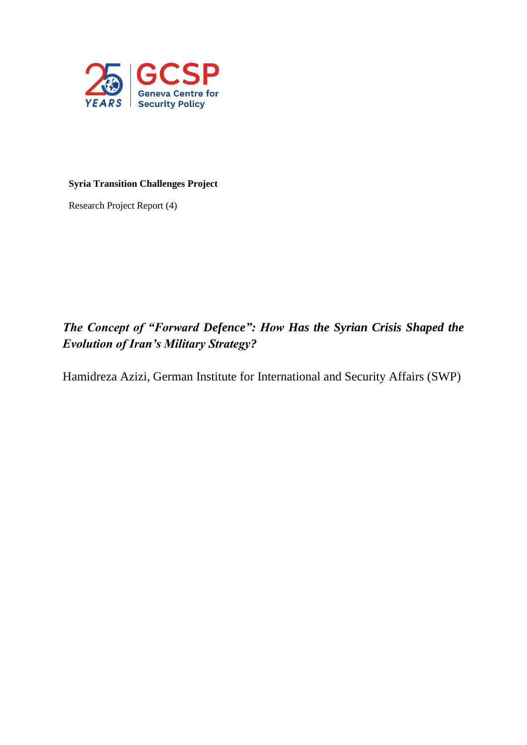**Syria Transition Challenges Project**

Research Project Report (4)

# *The Concept of "Forward Defence": How Has the Syrian Crisis Shaped the Evolution of Iran's Military Strategy?*

Hamidreza Azizi, German Institute for International and Security Affairs (SWP)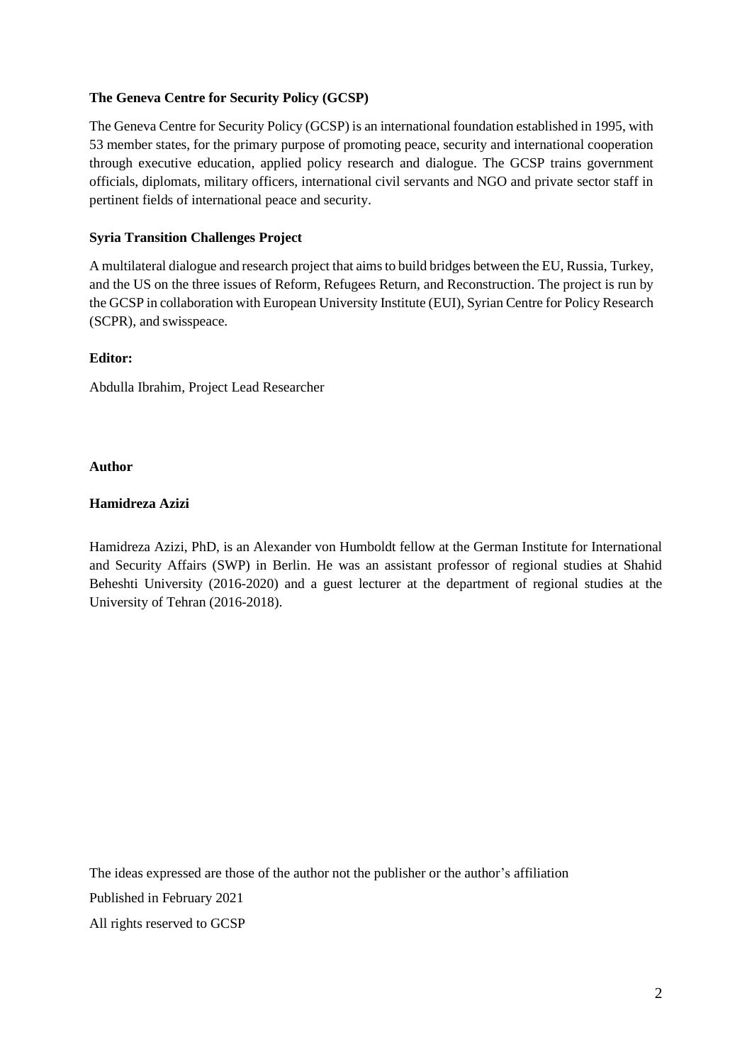**The Geneva Centre for Security Policy (GCSP)**

The Geneva Centre for Security Policy (GCSP) is an international foundation established in 1995, with 53 member states, for the primary purpose of promoting peace, security and international cooperation through executive education, applied policy research and dialogue. The GCSP trains government officials, diplomats, military officers, international civil servants and NGO and private sector staff in pertinent fields of international peace and security.

**Syria Transition Challenges Project**

A multilateral dialogue and research project that aims to build bridges between the EU, Russia, Turkey, and the US on the three issues of Reform, Refugees Return, and Reconstruction. The project is run by the GCSP in collaboration with European University Institute (EUI), Syrian Centre for Policy Research (SCPR), and swisspeace.

**Editor:**

Abdulla Ibrahim, Project Lead Researcher

**Author**

**Hamidreza Azizi**

Hamidreza Azizi, PhD, is an Alexander von Humboldt fellow at the German Institute for International and Security Affairs (SWP) in Berlin. He was an assistant professor of regional studies at Shahid Beheshti University (2016-2020) and a guest lecturer at the department of regional studies at the University of Tehran (2016-2018).

The ideas expressed are those of the author not the publisher or the author's affiliation

Published in February 2021

All rights reserved to GCSP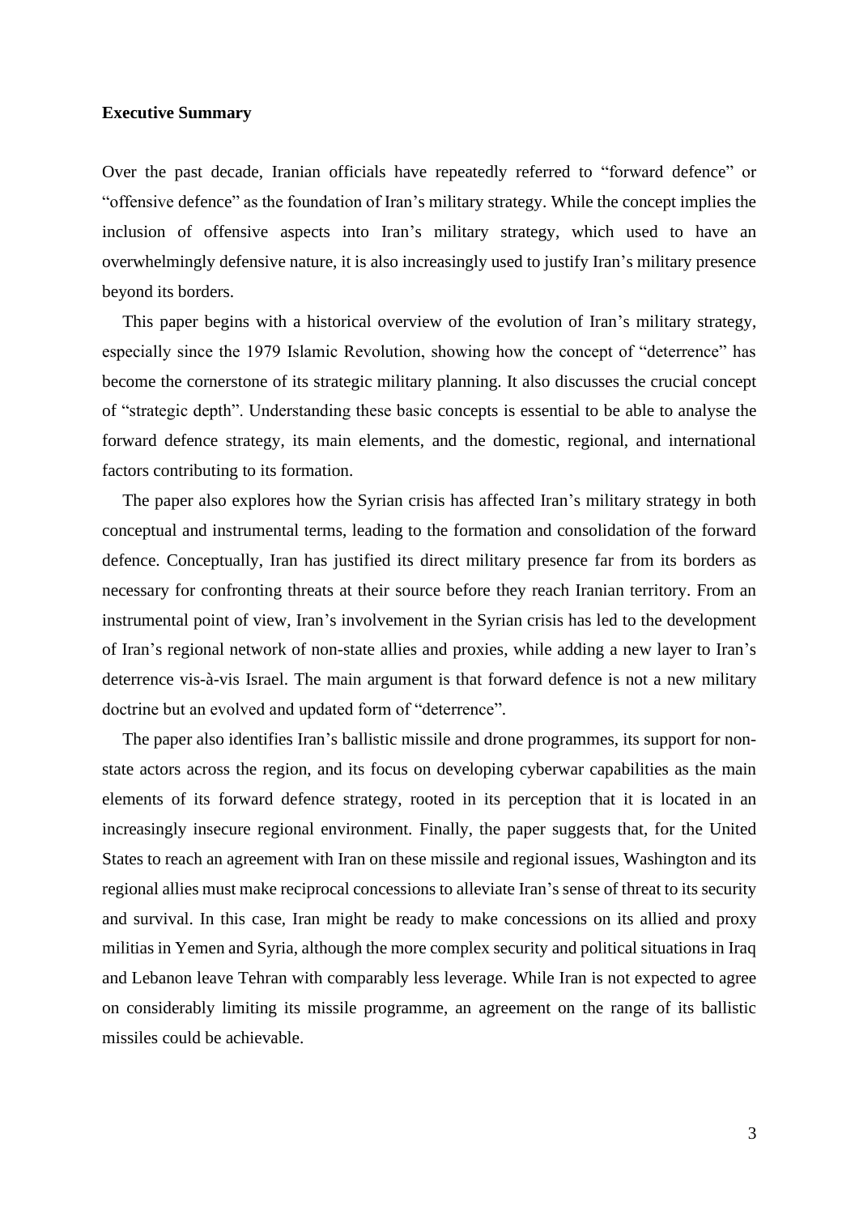**Executive Summary**

Over the past decade, Iranian officials have repeatedly referred to "forward defence" or "offensive defence" as the foundation of Iran's military strategy. While the concept implies the inclusion of offensive aspects into Iran's military strategy, which used to have an overwhelmingly defensive nature, it is also increasingly used to justify Iran's military presence beyond its borders.

This paper begins with a historical overview of the evolution of Iran's military strategy, especially since the 1979 Islamic Revolution, showing how the concept of "deterrence" has become the cornerstone of its strategic military planning. It also discusses the crucial concept of "strategic depth". Understanding these basic concepts is essential to be able to analyse the forward defence strategy, its main elements, and the domestic, regional, and international factors contributing to its formation.

The paper also explores how the Syrian crisis has affected Iran's military strategy in both conceptual and instrumental terms, leading to the formation and consolidation of the forward defence. Conceptually, Iran has justified its direct military presence far from its borders as necessary for confronting threats at their source before they reach Iranian territory. From an instrumental point of view, Iran's involvement in the Syrian crisis has led to the development of Iran's regional network of non-state allies and proxies, while adding a new layer to Iran's deterrence vis-à-vis Israel. The main argument is that forward defence is not a new military doctrine but an evolved and updated form of "deterrence".

The paper also identifies Iran's ballistic missile and drone programmes, its support for non-state actors across the region, and its focus on developing cyberwar capabilities as the main elements of its forward defence strategy, rooted in its perception that it is located in an increasingly insecure regional environment. Finally, the paper suggests that, for the United States to reach an agreement with Iran on these missile and regional issues, Washington and its regional allies must make reciprocal concessions to alleviate Iran's sense of threat to its security and survival. In this case, Iran might be ready to make concessions on its allied and proxy militias in Yemen and Syria, although the more complex security and political situations in Iraq and Lebanon leave Tehran with comparably less leverage. While Iran is not expected to agree on considerably limiting its missile programme, an agreement on the range of its ballistic missiles could be achievable.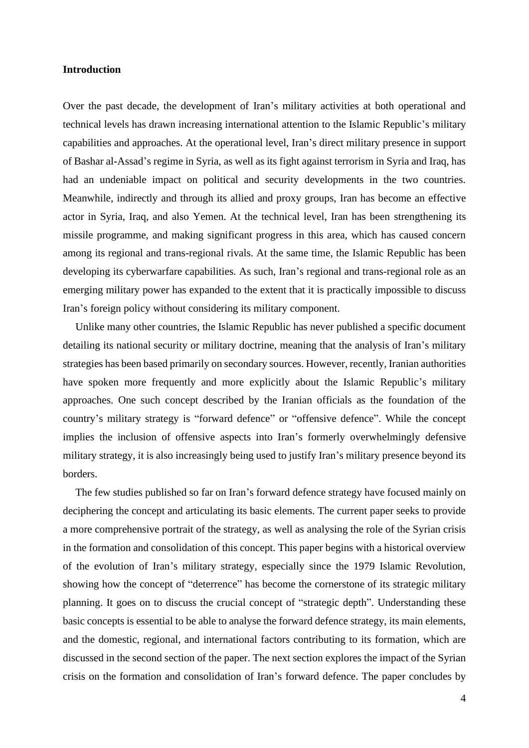## Introduction

Over the past decade, the development of Iran's military activities at both operational and technical levels has drawn increasing international attention to the Islamic Republic's military capabilities and approaches. At the operational level, Iran's direct military presence in support of Bashar al-Assad's regime in Syria, as well as its fight against terrorism in Syria and Iraq, has had an undeniable impact on political and security developments in the two countries. Meanwhile, indirectly and through its allied and proxy groups, Iran has become an effective actor in Syria, Iraq, and also Yemen. At the technical level, Iran has been strengthening its missile programme, and making significant progress in this area, which has caused concern among its regional and trans-regional rivals. At the same time, the Islamic Republic has been developing its cyberwarfare capabilities. As such, Iran's regional and trans-regional role as an emerging military power has expanded to the extent that it is practically impossible to discuss Iran's foreign policy without considering its military component.

Unlike many other countries, the Islamic Republic has never published a specific document detailing its national security or military doctrine, meaning that the analysis of Iran's military strategies has been based primarily on secondary sources. However, recently, Iranian authorities have spoken more frequently and more explicitly about the Islamic Republic's military approaches. One such concept described by the Iranian officials as the foundation of the country's military strategy is "forward defence" or "offensive defence". While the concept implies the inclusion of offensive aspects into Iran's formerly overwhelmingly defensive military strategy, it is also increasingly being used to justify Iran's military presence beyond its borders.

The few studies published so far on Iran's forward defence strategy have focused mainly on deciphering the concept and articulating its basic elements. The current paper seeks to provide a more comprehensive portrait of the strategy, as well as analysing the role of the Syrian crisis in the formation and consolidation of this concept. This paper begins with a historical overview of the evolution of Iran's military strategy, especially since the 1979 Islamic Revolution, showing how the concept of "deterrence" has become the cornerstone of its strategic military planning. It goes on to discuss the crucial concept of "strategic depth". Understanding these basic concepts is essential to be able to analyse the forward defence strategy, its main elements, and the domestic, regional, and international factors contributing to its formation, which are discussed in the second section of the paper. The next section explores the impact of the Syrian crisis on the formation and consolidation of Iran's forward defence. The paper concludes by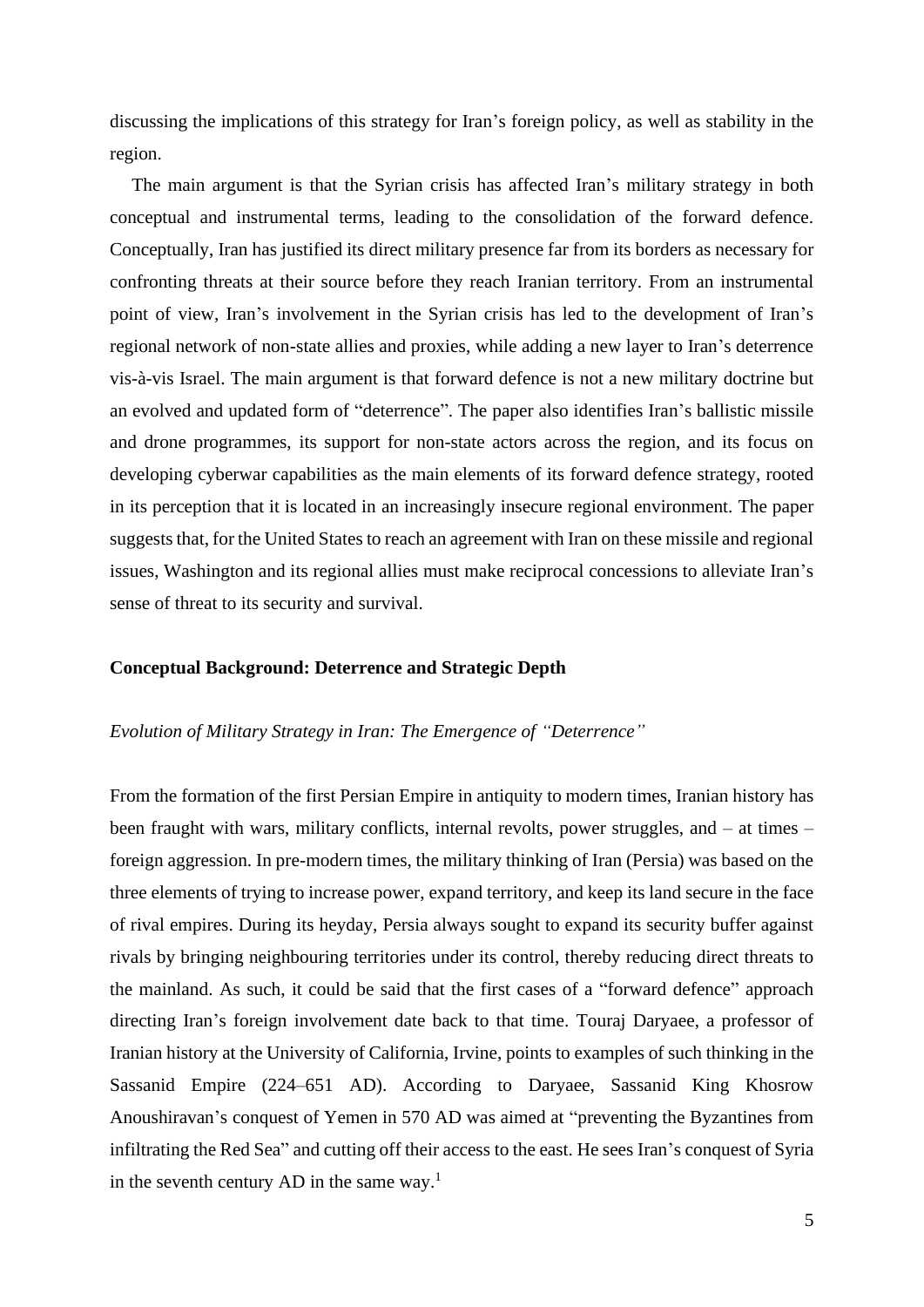discussing the implications of this strategy for Iran's foreign policy, as well as stability in the region.

The main argument is that the Syrian crisis has affected Iran's military strategy in both conceptual and instrumental terms, leading to the consolidation of the forward defence. Conceptually, Iran has justified its direct military presence far from its borders as necessary for confronting threats at their source before they reach Iranian territory. From an instrumental point of view, Iran's involvement in the Syrian crisis has led to the development of Iran's regional network of non-state allies and proxies, while adding a new layer to Iran's deterrence vis-à-vis Israel. The main argument is that forward defence is not a new military doctrine but an evolved and updated form of "deterrence". The paper also identifies Iran's ballistic missile and drone programmes, its support for non-state actors across the region, and its focus on developing cyberwar capabilities as the main elements of its forward defence strategy, rooted in its perception that it is located in an increasingly insecure regional environment. The paper suggests that, for the United States to reach an agreement with Iran on these missile and regional issues, Washington and its regional allies must make reciprocal concessions to alleviate Iran's sense of threat to its security and survival.

## Conceptual Background: Deterrence and Strategic Depth

### *Evolution of Military Strategy in Iran: The Emergence of "Deterrence"*

From the formation of the first Persian Empire in antiquity to modern times, Iranian history has been fraught with wars, military conflicts, internal revolts, power struggles, and – at times – foreign aggression. In pre-modern times, the military thinking of Iran (Persia) was based on the three elements of trying to increase power, expand territory, and keep its land secure in the face of rival empires. During its heyday, Persia always sought to expand its security buffer against rivals by bringing neighbouring territories under its control, thereby reducing direct threats to the mainland. As such, it could be said that the first cases of a "forward defence" approach directing Iran's foreign involvement date back to that time. Touraj Daryaee, a professor of Iranian history at the University of California, Irvine, points to examples of such thinking in the Sassanid Empire (224–651 AD). According to Daryaee, Sassanid King Khosrow Anoushiravan's conquest of Yemen in 570 AD was aimed at "preventing the Byzantines from infiltrating the Red Sea" and cutting off their access to the east. He sees Iran's conquest of Syria in the seventh century AD in the same way.[1]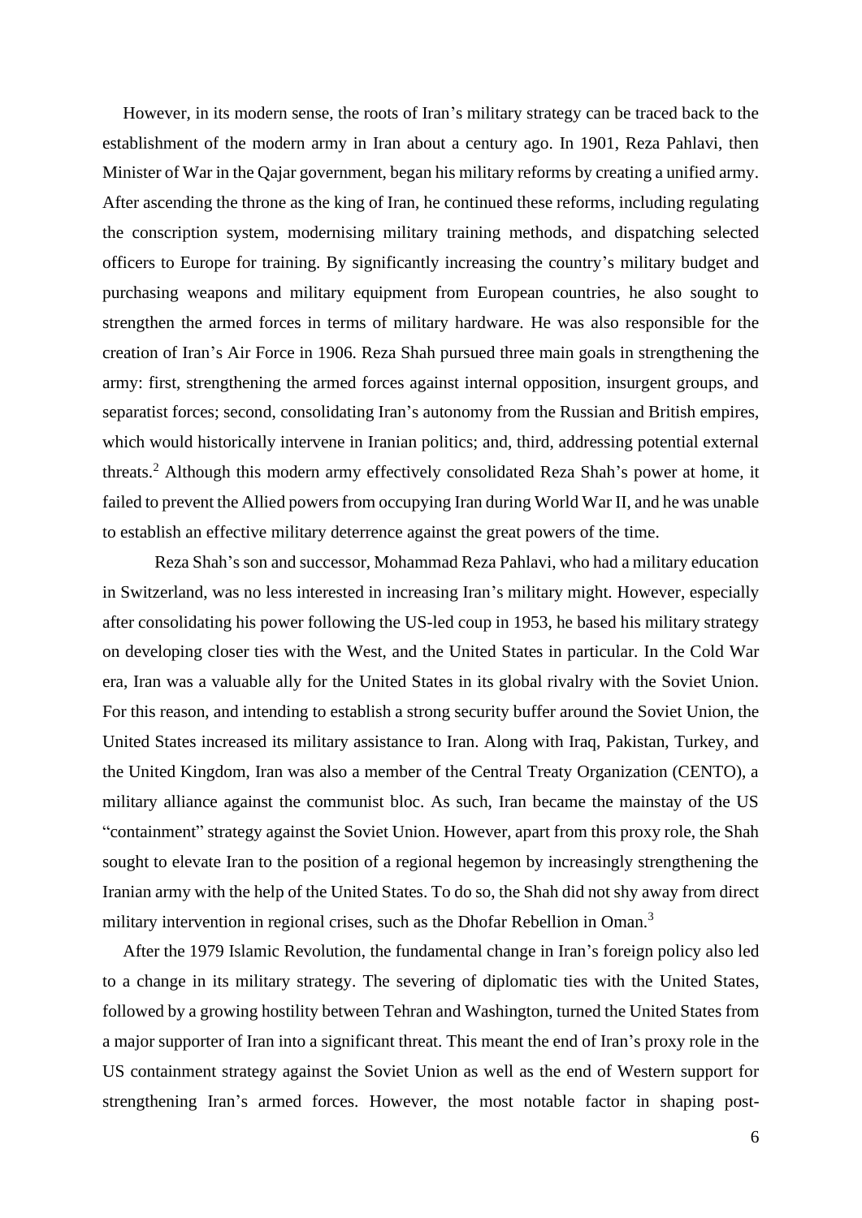However, in its modern sense, the roots of Iran's military strategy can be traced back to the establishment of the modern army in Iran about a century ago. In 1901, Reza Pahlavi, then Minister of War in the Qajar government, began his military reforms by creating a unified army. After ascending the throne as the king of Iran, he continued these reforms, including regulating the conscription system, modernising military training methods, and dispatching selected officers to Europe for training. By significantly increasing the country's military budget and purchasing weapons and military equipment from European countries, he also sought to strengthen the armed forces in terms of military hardware. He was also responsible for the creation of Iran's Air Force in 1906. Reza Shah pursued three main goals in strengthening the army: first, strengthening the armed forces against internal opposition, insurgent groups, and separatist forces; second, consolidating Iran's autonomy from the Russian and British empires, which would historically intervene in Iranian politics; and, third, addressing potential external threats.[2] Although this modern army effectively consolidated Reza Shah's power at home, it failed to prevent the Allied powers from occupying Iran during World War II, and he was unable to establish an effective military deterrence against the great powers of the time.

Reza Shah's son and successor, Mohammad Reza Pahlavi, who had a military education in Switzerland, was no less interested in increasing Iran's military might. However, especially after consolidating his power following the US-led coup in 1953, he based his military strategy on developing closer ties with the West, and the United States in particular. In the Cold War era, Iran was a valuable ally for the United States in its global rivalry with the Soviet Union. For this reason, and intending to establish a strong security buffer around the Soviet Union, the United States increased its military assistance to Iran. Along with Iraq, Pakistan, Turkey, and the United Kingdom, Iran was also a member of the Central Treaty Organization (CENTO), a military alliance against the communist bloc. As such, Iran became the mainstay of the US "containment" strategy against the Soviet Union. However, apart from this proxy role, the Shah sought to elevate Iran to the position of a regional hegemon by increasingly strengthening the Iranian army with the help of the United States. To do so, the Shah did not shy away from direct military intervention in regional crises, such as the Dhofar Rebellion in Oman.[3]

After the 1979 Islamic Revolution, the fundamental change in Iran's foreign policy also led to a change in its military strategy. The severing of diplomatic ties with the United States, followed by a growing hostility between Tehran and Washington, turned the United States from a major supporter of Iran into a significant threat. This meant the end of Iran's proxy role in the US containment strategy against the Soviet Union as well as the end of Western support for strengthening Iran's armed forces. However, the most notable factor in shaping post-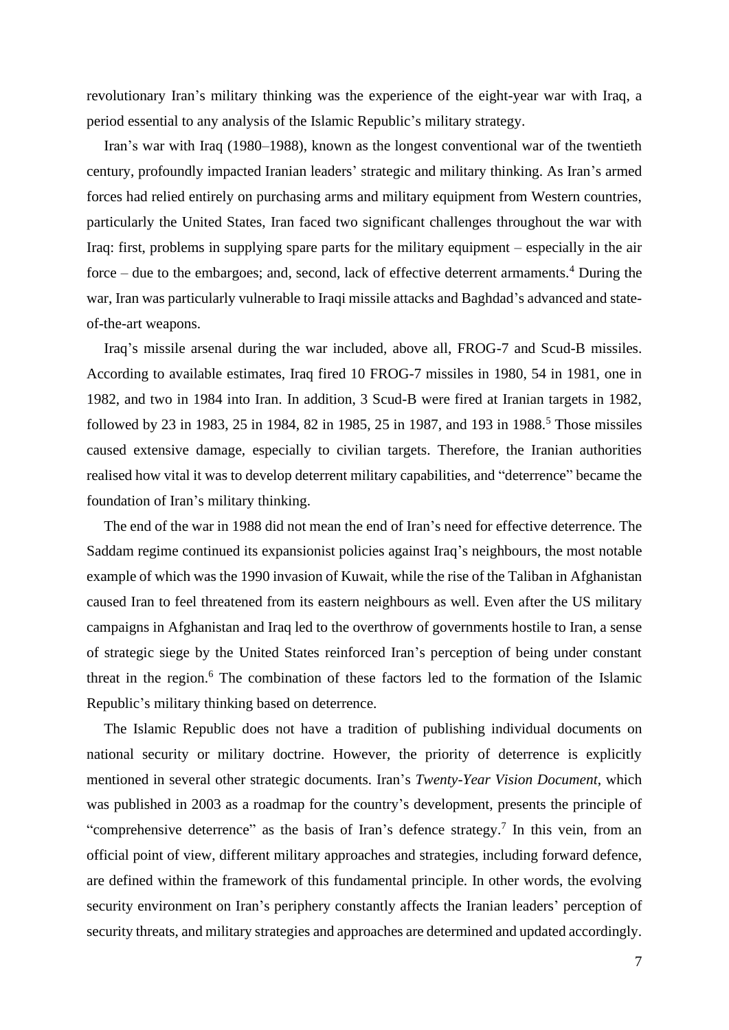revolutionary Iran's military thinking was the experience of the eight-year war with Iraq, a period essential to any analysis of the Islamic Republic's military strategy.

Iran's war with Iraq (1980–1988), known as the longest conventional war of the twentieth century, profoundly impacted Iranian leaders' strategic and military thinking. As Iran's armed forces had relied entirely on purchasing arms and military equipment from Western countries, particularly the United States, Iran faced two significant challenges throughout the war with Iraq: first, problems in supplying spare parts for the military equipment – especially in the air force – due to the embargoes; and, second, lack of effective deterrent armaments.[4] During the war, Iran was particularly vulnerable to Iraqi missile attacks and Baghdad's advanced and state-of-the-art weapons.

Iraq's missile arsenal during the war included, above all, FROG-7 and Scud-B missiles. According to available estimates, Iraq fired 10 FROG-7 missiles in 1980, 54 in 1981, one in 1982, and two in 1984 into Iran. In addition, 3 Scud-B were fired at Iranian targets in 1982, followed by 23 in 1983, 25 in 1984, 82 in 1985, 25 in 1987, and 193 in 1988.[5] Those missiles caused extensive damage, especially to civilian targets. Therefore, the Iranian authorities realised how vital it was to develop deterrent military capabilities, and "deterrence" became the foundation of Iran's military thinking.

The end of the war in 1988 did not mean the end of Iran's need for effective deterrence. The Saddam regime continued its expansionist policies against Iraq's neighbours, the most notable example of which was the 1990 invasion of Kuwait, while the rise of the Taliban in Afghanistan caused Iran to feel threatened from its eastern neighbours as well. Even after the US military campaigns in Afghanistan and Iraq led to the overthrow of governments hostile to Iran, a sense of strategic siege by the United States reinforced Iran's perception of being under constant threat in the region.[6] The combination of these factors led to the formation of the Islamic Republic's military thinking based on deterrence.

The Islamic Republic does not have a tradition of publishing individual documents on national security or military doctrine. However, the priority of deterrence is explicitly mentioned in several other strategic documents. Iran's *Twenty-Year Vision Document*, which was published in 2003 as a roadmap for the country's development, presents the principle of "comprehensive deterrence" as the basis of Iran's defence strategy.[7] In this vein, from an official point of view, different military approaches and strategies, including forward defence, are defined within the framework of this fundamental principle. In other words, the evolving security environment on Iran's periphery constantly affects the Iranian leaders' perception of security threats, and military strategies and approaches are determined and updated accordingly.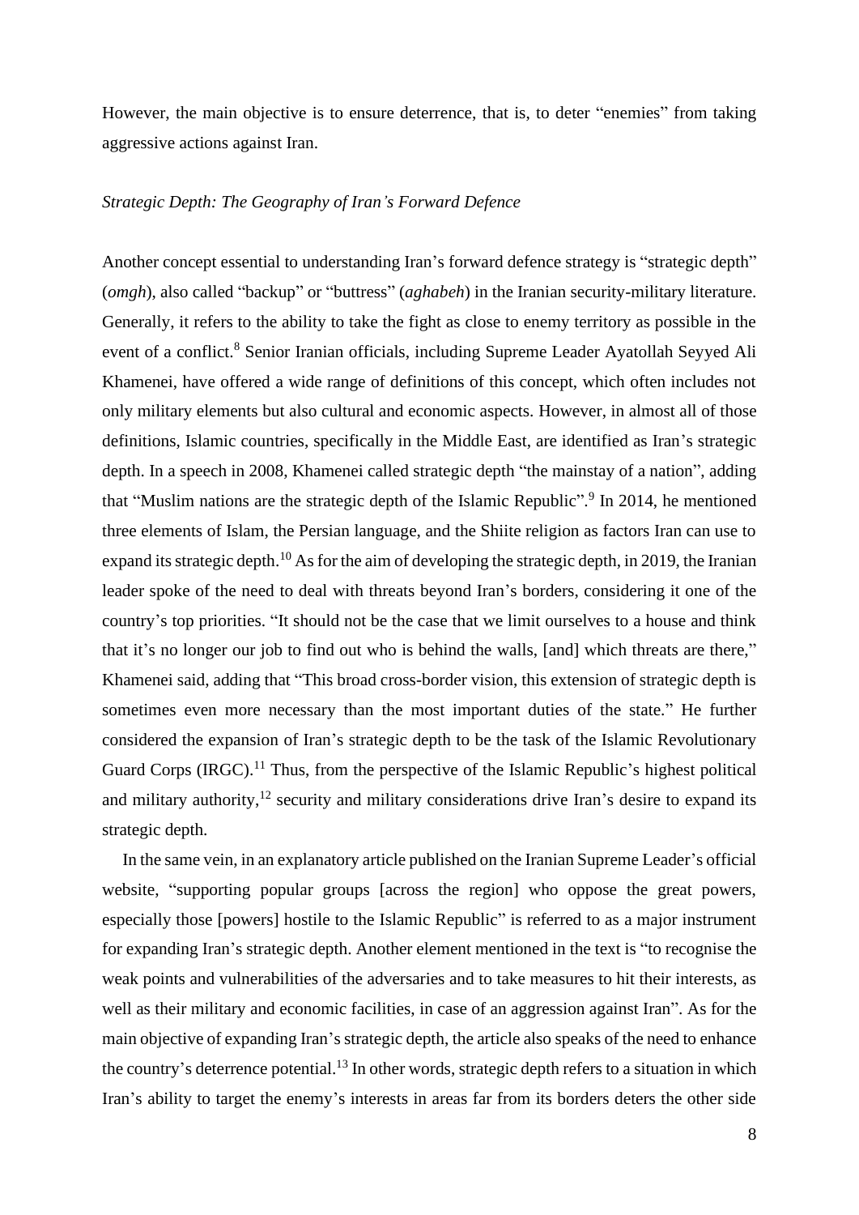However, the main objective is to ensure deterrence, that is, to deter "enemies" from taking aggressive actions against Iran.

### *Strategic Depth: The Geography of Iran's Forward Defence*

Another concept essential to understanding Iran's forward defence strategy is "strategic depth" (*omgh*), also called "backup" or "buttress" (*aghabeh*) in the Iranian security-military literature. Generally, it refers to the ability to take the fight as close to enemy territory as possible in the event of a conflict.[8] Senior Iranian officials, including Supreme Leader Ayatollah Seyyed Ali Khamenei, have offered a wide range of definitions of this concept, which often includes not only military elements but also cultural and economic aspects. However, in almost all of those definitions, Islamic countries, specifically in the Middle East, are identified as Iran's strategic depth. In a speech in 2008, Khamenei called strategic depth "the mainstay of a nation", adding that "Muslim nations are the strategic depth of the Islamic Republic".[9] In 2014, he mentioned three elements of Islam, the Persian language, and the Shiite religion as factors Iran can use to expand its strategic depth.[10] As for the aim of developing the strategic depth, in 2019, the Iranian leader spoke of the need to deal with threats beyond Iran's borders, considering it one of the country's top priorities. "It should not be the case that we limit ourselves to a house and think that it's no longer our job to find out who is behind the walls, [and] which threats are there," Khamenei said, adding that "This broad cross-border vision, this extension of strategic depth is sometimes even more necessary than the most important duties of the state." He further considered the expansion of Iran's strategic depth to be the task of the Islamic Revolutionary Guard Corps (IRGC).[11] Thus, from the perspective of the Islamic Republic's highest political and military authority,[12] security and military considerations drive Iran's desire to expand its strategic depth.

In the same vein, in an explanatory article published on the Iranian Supreme Leader's official website, "supporting popular groups [across the region] who oppose the great powers, especially those [powers] hostile to the Islamic Republic" is referred to as a major instrument for expanding Iran's strategic depth. Another element mentioned in the text is "to recognise the weak points and vulnerabilities of the adversaries and to take measures to hit their interests, as well as their military and economic facilities, in case of an aggression against Iran". As for the main objective of expanding Iran's strategic depth, the article also speaks of the need to enhance the country's deterrence potential.[13] In other words, strategic depth refers to a situation in which Iran's ability to target the enemy's interests in areas far from its borders deters the other side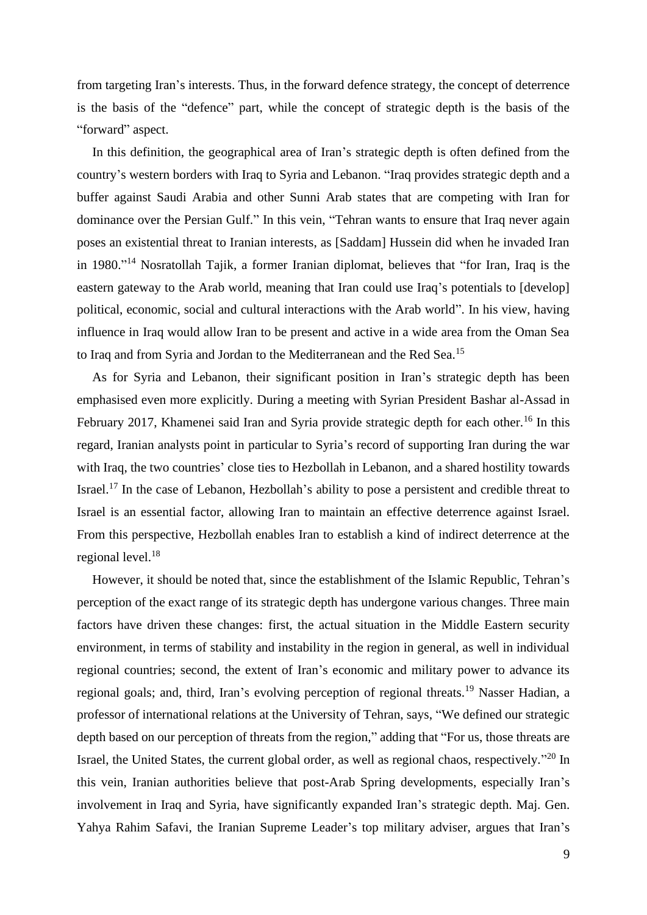from targeting Iran's interests. Thus, in the forward defence strategy, the concept of deterrence is the basis of the "defence" part, while the concept of strategic depth is the basis of the "forward" aspect.

In this definition, the geographical area of Iran's strategic depth is often defined from the country's western borders with Iraq to Syria and Lebanon. "Iraq provides strategic depth and a buffer against Saudi Arabia and other Sunni Arab states that are competing with Iran for dominance over the Persian Gulf." In this vein, "Tehran wants to ensure that Iraq never again poses an existential threat to Iranian interests, as [Saddam] Hussein did when he invaded Iran in 1980."[14] Nosratollah Tajik, a former Iranian diplomat, believes that "for Iran, Iraq is the eastern gateway to the Arab world, meaning that Iran could use Iraq's potentials to [develop] political, economic, social and cultural interactions with the Arab world". In his view, having influence in Iraq would allow Iran to be present and active in a wide area from the Oman Sea to Iraq and from Syria and Jordan to the Mediterranean and the Red Sea.[15]

As for Syria and Lebanon, their significant position in Iran's strategic depth has been emphasised even more explicitly. During a meeting with Syrian President Bashar al-Assad in February 2017, Khamenei said Iran and Syria provide strategic depth for each other.[16] In this regard, Iranian analysts point in particular to Syria's record of supporting Iran during the war with Iraq, the two countries' close ties to Hezbollah in Lebanon, and a shared hostility towards Israel.[17] In the case of Lebanon, Hezbollah's ability to pose a persistent and credible threat to Israel is an essential factor, allowing Iran to maintain an effective deterrence against Israel. From this perspective, Hezbollah enables Iran to establish a kind of indirect deterrence at the regional level.[18]

However, it should be noted that, since the establishment of the Islamic Republic, Tehran's perception of the exact range of its strategic depth has undergone various changes. Three main factors have driven these changes: first, the actual situation in the Middle Eastern security environment, in terms of stability and instability in the region in general, as well in individual regional countries; second, the extent of Iran's economic and military power to advance its regional goals; and, third, Iran's evolving perception of regional threats.[19] Nasser Hadian, a professor of international relations at the University of Tehran, says, "We defined our strategic depth based on our perception of threats from the region," adding that "For us, those threats are Israel, the United States, the current global order, as well as regional chaos, respectively."[20] In this vein, Iranian authorities believe that post-Arab Spring developments, especially Iran's involvement in Iraq and Syria, have significantly expanded Iran's strategic depth. Maj. Gen. Yahya Rahim Safavi, the Iranian Supreme Leader's top military adviser, argues that Iran's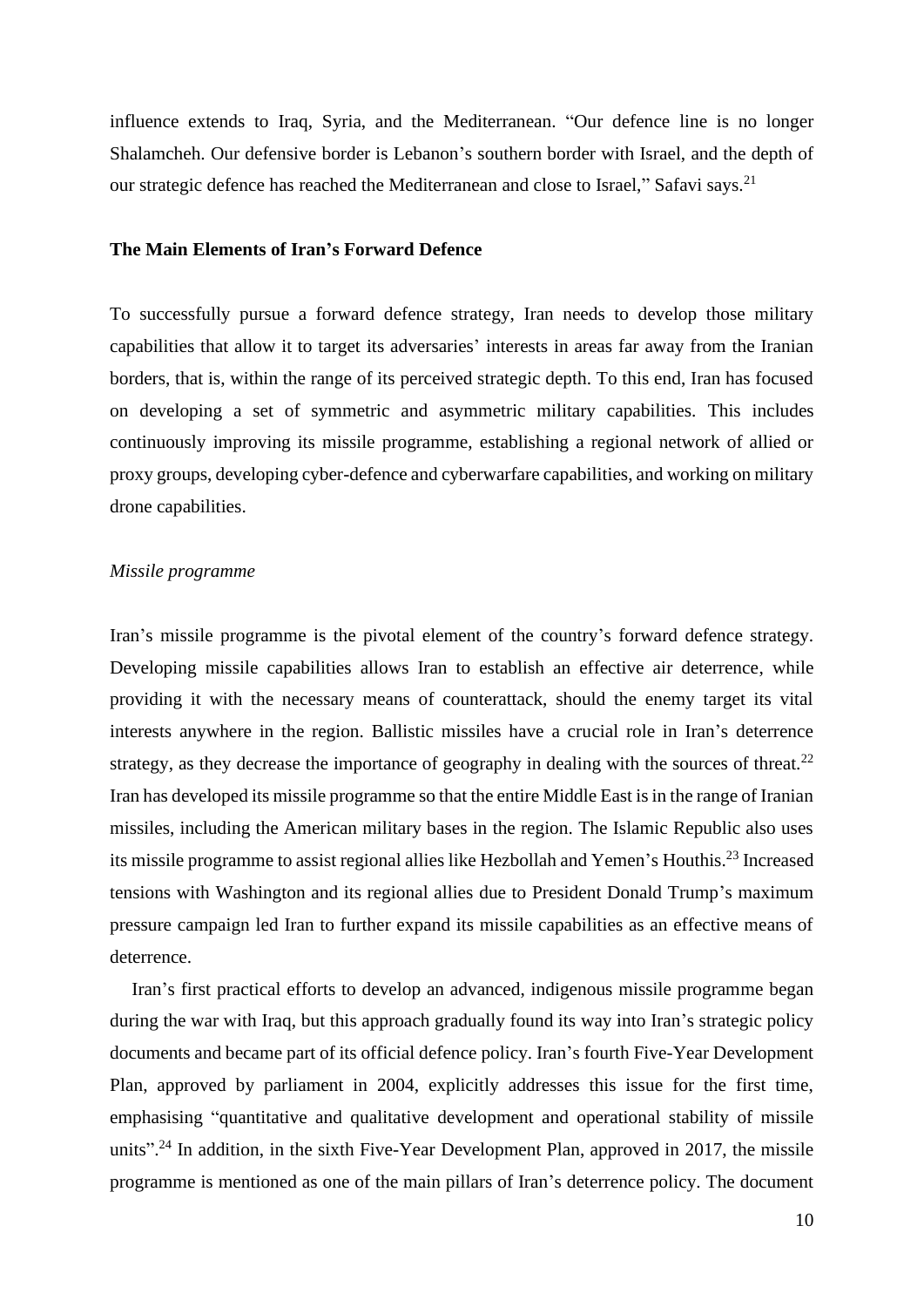influence extends to Iraq, Syria, and the Mediterranean. "Our defence line is no longer Shalamcheh. Our defensive border is Lebanon's southern border with Israel, and the depth of our strategic defence has reached the Mediterranean and close to Israel," Safavi says.[21]

## The Main Elements of Iran's Forward Defence

To successfully pursue a forward defence strategy, Iran needs to develop those military capabilities that allow it to target its adversaries' interests in areas far away from the Iranian borders, that is, within the range of its perceived strategic depth. To this end, Iran has focused on developing a set of symmetric and asymmetric military capabilities. This includes continuously improving its missile programme, establishing a regional network of allied or proxy groups, developing cyber-defence and cyberwarfare capabilities, and working on military drone capabilities.

### *Missile programme*

Iran's missile programme is the pivotal element of the country's forward defence strategy. Developing missile capabilities allows Iran to establish an effective air deterrence, while providing it with the necessary means of counterattack, should the enemy target its vital interests anywhere in the region. Ballistic missiles have a crucial role in Iran's deterrence strategy, as they decrease the importance of geography in dealing with the sources of threat.[22] Iran has developed its missile programme so that the entire Middle East is in the range of Iranian missiles, including the American military bases in the region. The Islamic Republic also uses its missile programme to assist regional allies like Hezbollah and Yemen's Houthis.[23] Increased tensions with Washington and its regional allies due to President Donald Trump's maximum pressure campaign led Iran to further expand its missile capabilities as an effective means of deterrence.

Iran's first practical efforts to develop an advanced, indigenous missile programme began during the war with Iraq, but this approach gradually found its way into Iran's strategic policy documents and became part of its official defence policy. Iran's fourth Five-Year Development Plan, approved by parliament in 2004, explicitly addresses this issue for the first time, emphasising "quantitative and qualitative development and operational stability of missile units".[24] In addition, in the sixth Five-Year Development Plan, approved in 2017, the missile programme is mentioned as one of the main pillars of Iran's deterrence policy. The document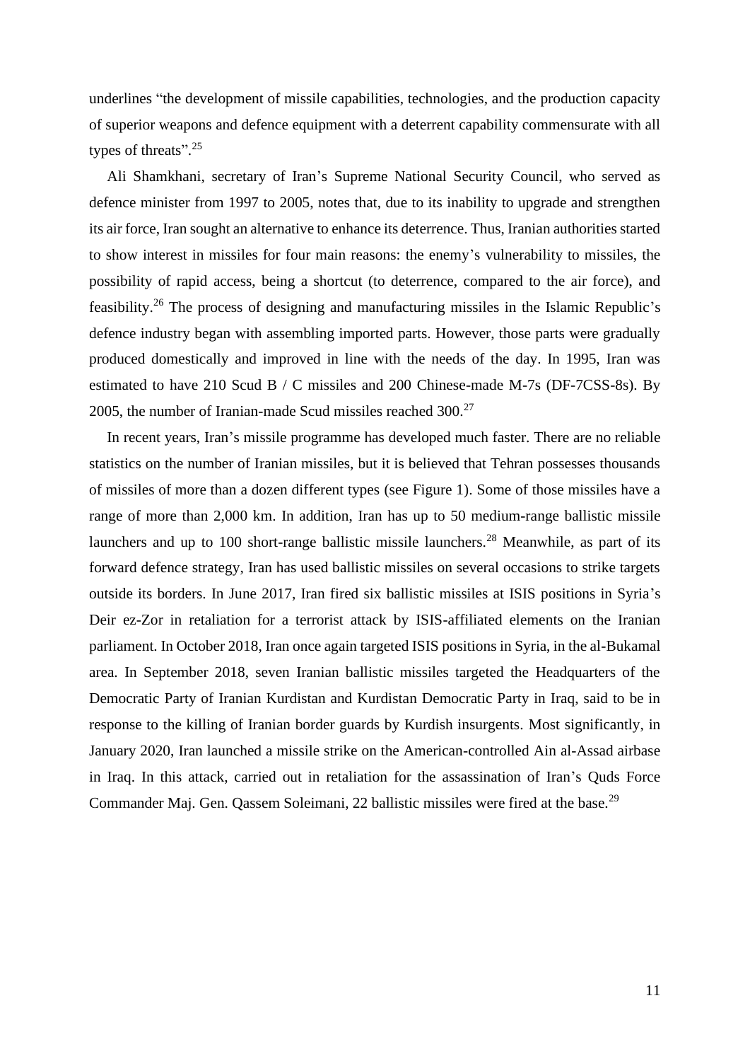underlines "the development of missile capabilities, technologies, and the production capacity of superior weapons and defence equipment with a deterrent capability commensurate with all types of threats".[25]

Ali Shamkhani, secretary of Iran's Supreme National Security Council, who served as defence minister from 1997 to 2005, notes that, due to its inability to upgrade and strengthen its air force, Iran sought an alternative to enhance its deterrence. Thus, Iranian authorities started to show interest in missiles for four main reasons: the enemy's vulnerability to missiles, the possibility of rapid access, being a shortcut (to deterrence, compared to the air force), and feasibility.[26] The process of designing and manufacturing missiles in the Islamic Republic's defence industry began with assembling imported parts. However, those parts were gradually produced domestically and improved in line with the needs of the day. In 1995, Iran was estimated to have 210 Scud B / C missiles and 200 Chinese-made M-7s (DF-7CSS-8s). By 2005, the number of Iranian-made Scud missiles reached 300.[27]

In recent years, Iran's missile programme has developed much faster. There are no reliable statistics on the number of Iranian missiles, but it is believed that Tehran possesses thousands of missiles of more than a dozen different types (see Figure 1). Some of those missiles have a range of more than 2,000 km. In addition, Iran has up to 50 medium-range ballistic missile launchers and up to 100 short-range ballistic missile launchers.[28] Meanwhile, as part of its forward defence strategy, Iran has used ballistic missiles on several occasions to strike targets outside its borders. In June 2017, Iran fired six ballistic missiles at ISIS positions in Syria's Deir ez-Zor in retaliation for a terrorist attack by ISIS-affiliated elements on the Iranian parliament. In October 2018, Iran once again targeted ISIS positions in Syria, in the al-Bukamal area. In September 2018, seven Iranian ballistic missiles targeted the Headquarters of the Democratic Party of Iranian Kurdistan and Kurdistan Democratic Party in Iraq, said to be in response to the killing of Iranian border guards by Kurdish insurgents. Most significantly, in January 2020, Iran launched a missile strike on the American-controlled Ain al-Assad airbase in Iraq. In this attack, carried out in retaliation for the assassination of Iran's Quds Force Commander Maj. Gen. Qassem Soleimani, 22 ballistic missiles were fired at the base.[29]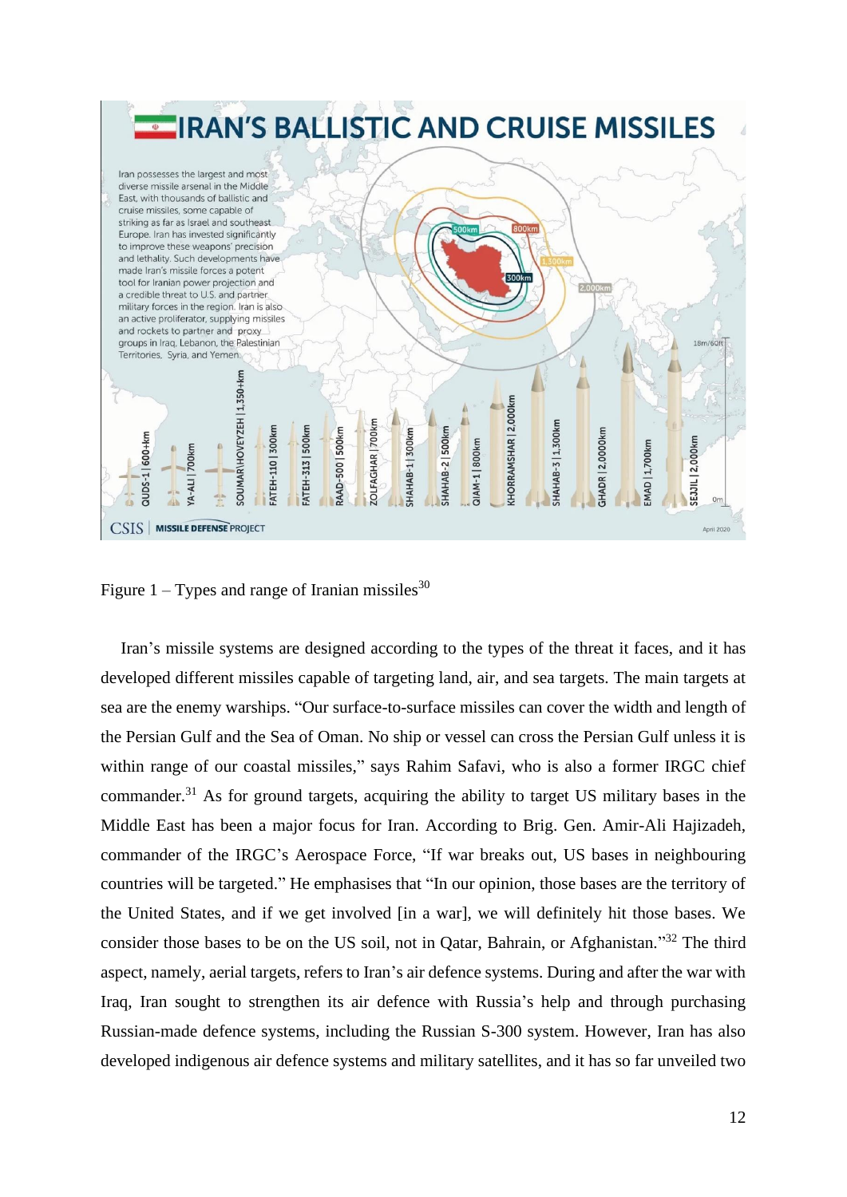Figure 1 – Types and range of Iranian missiles[30]

Iran's missile systems are designed according to the types of the threat it faces, and it has developed different missiles capable of targeting land, air, and sea targets. The main targets at sea are the enemy warships. "Our surface-to-surface missiles can cover the width and length of the Persian Gulf and the Sea of Oman. No ship or vessel can cross the Persian Gulf unless it is within range of our coastal missiles," says Rahim Safavi, who is also a former IRGC chief commander.[31] As for ground targets, acquiring the ability to target US military bases in the Middle East has been a major focus for Iran. According to Brig. Gen. Amir-Ali Hajizadeh, commander of the IRGC's Aerospace Force, "If war breaks out, US bases in neighbouring countries will be targeted." He emphasises that "In our opinion, those bases are the territory of the United States, and if we get involved [in a war], we will definitely hit those bases. We consider those bases to be on the US soil, not in Qatar, Bahrain, or Afghanistan."[32] The third aspect, namely, aerial targets, refers to Iran's air defence systems. During and after the war with Iraq, Iran sought to strengthen its air defence with Russia's help and through purchasing Russian-made defence systems, including the Russian S-300 system. However, Iran has also developed indigenous air defence systems and military satellites, and it has so far unveiled two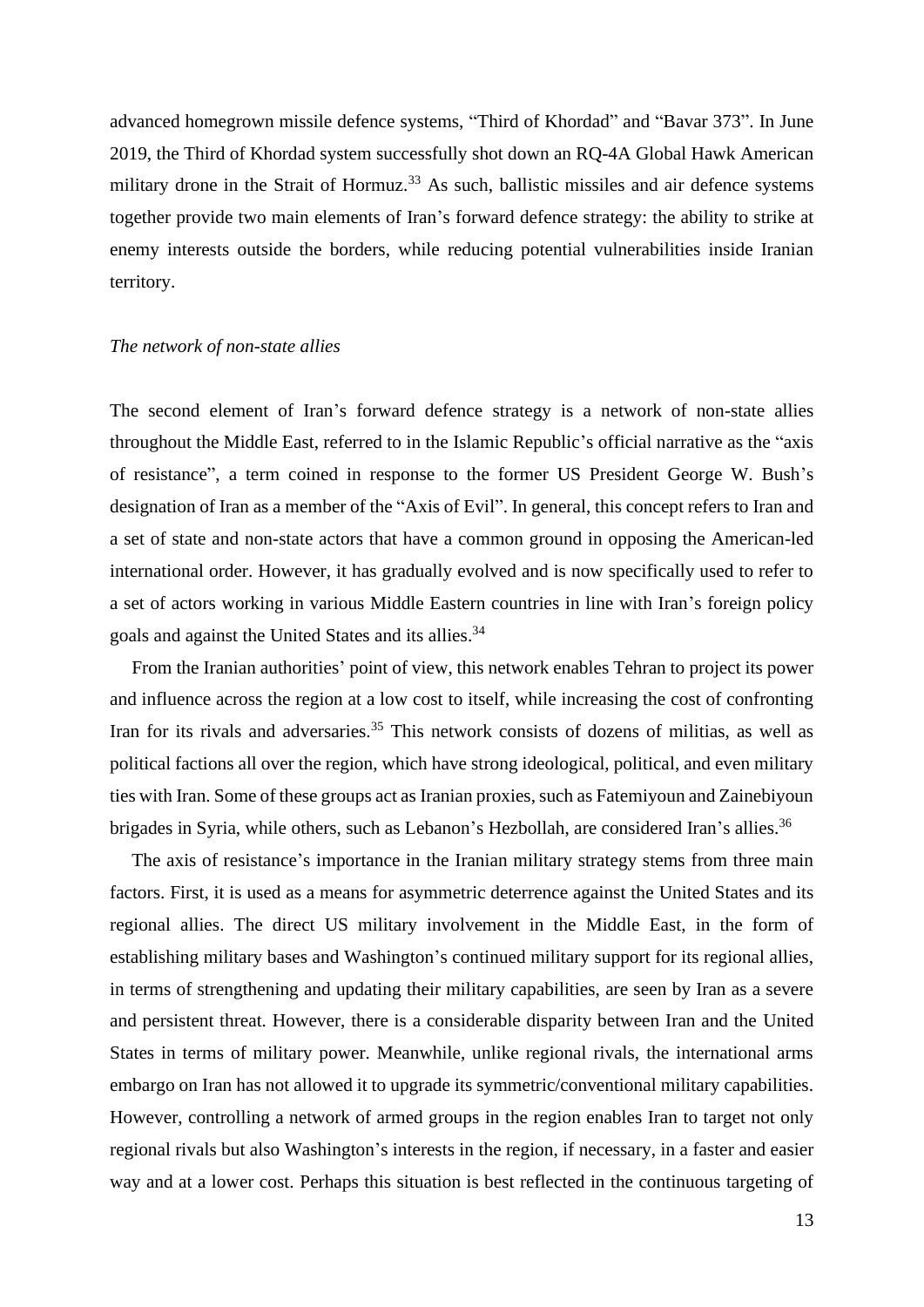advanced homegrown missile defence systems, "Third of Khordad" and "Bavar 373". In June 2019, the Third of Khordad system successfully shot down an RQ-4A Global Hawk American military drone in the Strait of Hormuz.[33] As such, ballistic missiles and air defence systems together provide two main elements of Iran's forward defence strategy: the ability to strike at enemy interests outside the borders, while reducing potential vulnerabilities inside Iranian territory.

*The network of non-state allies*

The second element of Iran's forward defence strategy is a network of non-state allies throughout the Middle East, referred to in the Islamic Republic's official narrative as the "axis of resistance", a term coined in response to the former US President George W. Bush's designation of Iran as a member of the "Axis of Evil". In general, this concept refers to Iran and a set of state and non-state actors that have a common ground in opposing the American-led international order. However, it has gradually evolved and is now specifically used to refer to a set of actors working in various Middle Eastern countries in line with Iran's foreign policy goals and against the United States and its allies.[34]

From the Iranian authorities' point of view, this network enables Tehran to project its power and influence across the region at a low cost to itself, while increasing the cost of confronting Iran for its rivals and adversaries.[35] This network consists of dozens of militias, as well as political factions all over the region, which have strong ideological, political, and even military ties with Iran. Some of these groups act as Iranian proxies, such as Fatemiyoun and Zainebiyoun brigades in Syria, while others, such as Lebanon's Hezbollah, are considered Iran's allies.[36]

The axis of resistance's importance in the Iranian military strategy stems from three main factors. First, it is used as a means for asymmetric deterrence against the United States and its regional allies. The direct US military involvement in the Middle East, in the form of establishing military bases and Washington's continued military support for its regional allies, in terms of strengthening and updating their military capabilities, are seen by Iran as a severe and persistent threat. However, there is a considerable disparity between Iran and the United States in terms of military power. Meanwhile, unlike regional rivals, the international arms embargo on Iran has not allowed it to upgrade its symmetric/conventional military capabilities. However, controlling a network of armed groups in the region enables Iran to target not only regional rivals but also Washington's interests in the region, if necessary, in a faster and easier way and at a lower cost. Perhaps this situation is best reflected in the continuous targeting of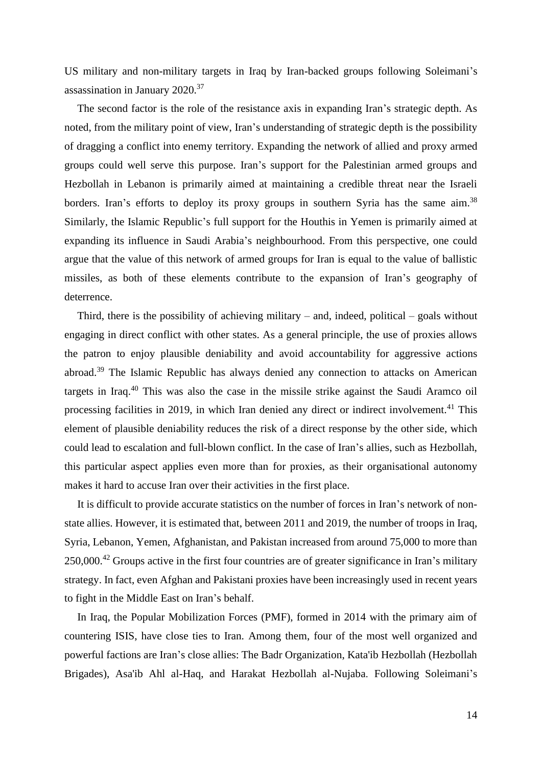US military and non-military targets in Iraq by Iran-backed groups following Soleimani's assassination in January 2020.[37]

The second factor is the role of the resistance axis in expanding Iran's strategic depth. As noted, from the military point of view, Iran's understanding of strategic depth is the possibility of dragging a conflict into enemy territory. Expanding the network of allied and proxy armed groups could well serve this purpose. Iran's support for the Palestinian armed groups and Hezbollah in Lebanon is primarily aimed at maintaining a credible threat near the Israeli borders. Iran's efforts to deploy its proxy groups in southern Syria has the same aim.[38] Similarly, the Islamic Republic's full support for the Houthis in Yemen is primarily aimed at expanding its influence in Saudi Arabia's neighbourhood. From this perspective, one could argue that the value of this network of armed groups for Iran is equal to the value of ballistic missiles, as both of these elements contribute to the expansion of Iran's geography of deterrence.

Third, there is the possibility of achieving military – and, indeed, political – goals without engaging in direct conflict with other states. As a general principle, the use of proxies allows the patron to enjoy plausible deniability and avoid accountability for aggressive actions abroad.[39] The Islamic Republic has always denied any connection to attacks on American targets in Iraq.[40] This was also the case in the missile strike against the Saudi Aramco oil processing facilities in 2019, in which Iran denied any direct or indirect involvement.[41] This element of plausible deniability reduces the risk of a direct response by the other side, which could lead to escalation and full-blown conflict. In the case of Iran's allies, such as Hezbollah, this particular aspect applies even more than for proxies, as their organisational autonomy makes it hard to accuse Iran over their activities in the first place.

It is difficult to provide accurate statistics on the number of forces in Iran's network of non-state allies. However, it is estimated that, between 2011 and 2019, the number of troops in Iraq, Syria, Lebanon, Yemen, Afghanistan, and Pakistan increased from around 75,000 to more than 250,000.[42] Groups active in the first four countries are of greater significance in Iran's military strategy. In fact, even Afghan and Pakistani proxies have been increasingly used in recent years to fight in the Middle East on Iran's behalf.

In Iraq, the Popular Mobilization Forces (PMF), formed in 2014 with the primary aim of countering ISIS, have close ties to Iran. Among them, four of the most well organized and powerful factions are Iran's close allies: The Badr Organization, Kata'ib Hezbollah (Hezbollah Brigades), Asa'ib Ahl al-Haq, and Harakat Hezbollah al-Nujaba. Following Soleimani's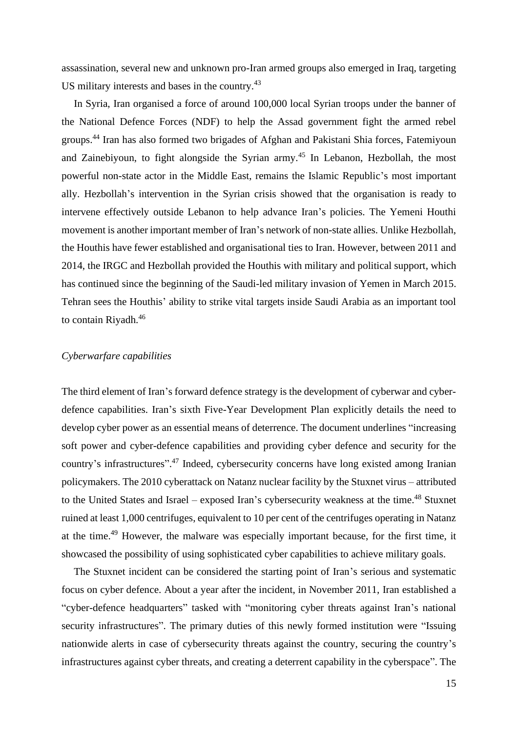assassination, several new and unknown pro-Iran armed groups also emerged in Iraq, targeting US military interests and bases in the country.[43]

In Syria, Iran organised a force of around 100,000 local Syrian troops under the banner of the National Defence Forces (NDF) to help the Assad government fight the armed rebel groups.[44] Iran has also formed two brigades of Afghan and Pakistani Shia forces, Fatemiyoun and Zainebiyoun, to fight alongside the Syrian army.[45] In Lebanon, Hezbollah, the most powerful non-state actor in the Middle East, remains the Islamic Republic's most important ally. Hezbollah's intervention in the Syrian crisis showed that the organisation is ready to intervene effectively outside Lebanon to help advance Iran's policies. The Yemeni Houthi movement is another important member of Iran's network of non-state allies. Unlike Hezbollah, the Houthis have fewer established and organisational ties to Iran. However, between 2011 and 2014, the IRGC and Hezbollah provided the Houthis with military and political support, which has continued since the beginning of the Saudi-led military invasion of Yemen in March 2015. Tehran sees the Houthis' ability to strike vital targets inside Saudi Arabia as an important tool to contain Riyadh.[46]

*Cyberwarfare capabilities*

The third element of Iran's forward defence strategy is the development of cyberwar and cyber-defence capabilities. Iran's sixth Five-Year Development Plan explicitly details the need to develop cyber power as an essential means of deterrence. The document underlines "increasing soft power and cyber-defence capabilities and providing cyber defence and security for the country's infrastructures".[47] Indeed, cybersecurity concerns have long existed among Iranian policymakers. The 2010 cyberattack on Natanz nuclear facility by the Stuxnet virus – attributed to the United States and Israel – exposed Iran's cybersecurity weakness at the time.[48] Stuxnet ruined at least 1,000 centrifuges, equivalent to 10 per cent of the centrifuges operating in Natanz at the time.[49] However, the malware was especially important because, for the first time, it showcased the possibility of using sophisticated cyber capabilities to achieve military goals.

The Stuxnet incident can be considered the starting point of Iran's serious and systematic focus on cyber defence. About a year after the incident, in November 2011, Iran established a "cyber-defence headquarters" tasked with "monitoring cyber threats against Iran's national security infrastructures". The primary duties of this newly formed institution were "Issuing nationwide alerts in case of cybersecurity threats against the country, securing the country's infrastructures against cyber threats, and creating a deterrent capability in the cyberspace". The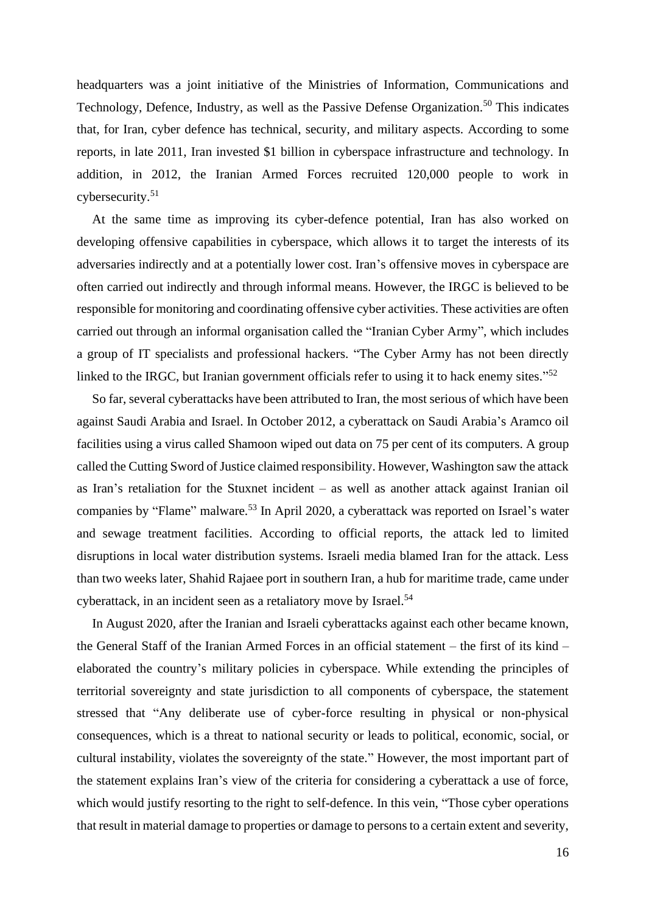headquarters was a joint initiative of the Ministries of Information, Communications and Technology, Defence, Industry, as well as the Passive Defense Organization.[50] This indicates that, for Iran, cyber defence has technical, security, and military aspects. According to some reports, in late 2011, Iran invested $1 billion in cyberspace infrastructure and technology. In addition, in 2012, the Iranian Armed Forces recruited 120,000 people to work in cybersecurity.[51]

At the same time as improving its cyber-defence potential, Iran has also worked on developing offensive capabilities in cyberspace, which allows it to target the interests of its adversaries indirectly and at a potentially lower cost. Iran's offensive moves in cyberspace are often carried out indirectly and through informal means. However, the IRGC is believed to be responsible for monitoring and coordinating offensive cyber activities. These activities are often carried out through an informal organisation called the "Iranian Cyber Army", which includes a group of IT specialists and professional hackers. "The Cyber Army has not been directly linked to the IRGC, but Iranian government officials refer to using it to hack enemy sites."[52]

So far, several cyberattacks have been attributed to Iran, the most serious of which have been against Saudi Arabia and Israel. In October 2012, a cyberattack on Saudi Arabia's Aramco oil facilities using a virus called Shamoon wiped out data on 75 per cent of its computers. A group called the Cutting Sword of Justice claimed responsibility. However, Washington saw the attack as Iran's retaliation for the Stuxnet incident – as well as another attack against Iranian oil companies by "Flame" malware.[53] In April 2020, a cyberattack was reported on Israel's water and sewage treatment facilities. According to official reports, the attack led to limited disruptions in local water distribution systems. Israeli media blamed Iran for the attack. Less than two weeks later, Shahid Rajaee port in southern Iran, a hub for maritime trade, came under cyberattack, in an incident seen as a retaliatory move by Israel.[54]

In August 2020, after the Iranian and Israeli cyberattacks against each other became known, the General Staff of the Iranian Armed Forces in an official statement – the first of its kind – elaborated the country's military policies in cyberspace. While extending the principles of territorial sovereignty and state jurisdiction to all components of cyberspace, the statement stressed that "Any deliberate use of cyber-force resulting in physical or non-physical consequences, which is a threat to national security or leads to political, economic, social, or cultural instability, violates the sovereignty of the state." However, the most important part of the statement explains Iran's view of the criteria for considering a cyberattack a use of force, which would justify resorting to the right to self-defence. In this vein, "Those cyber operations that result in material damage to properties or damage to persons to a certain extent and severity,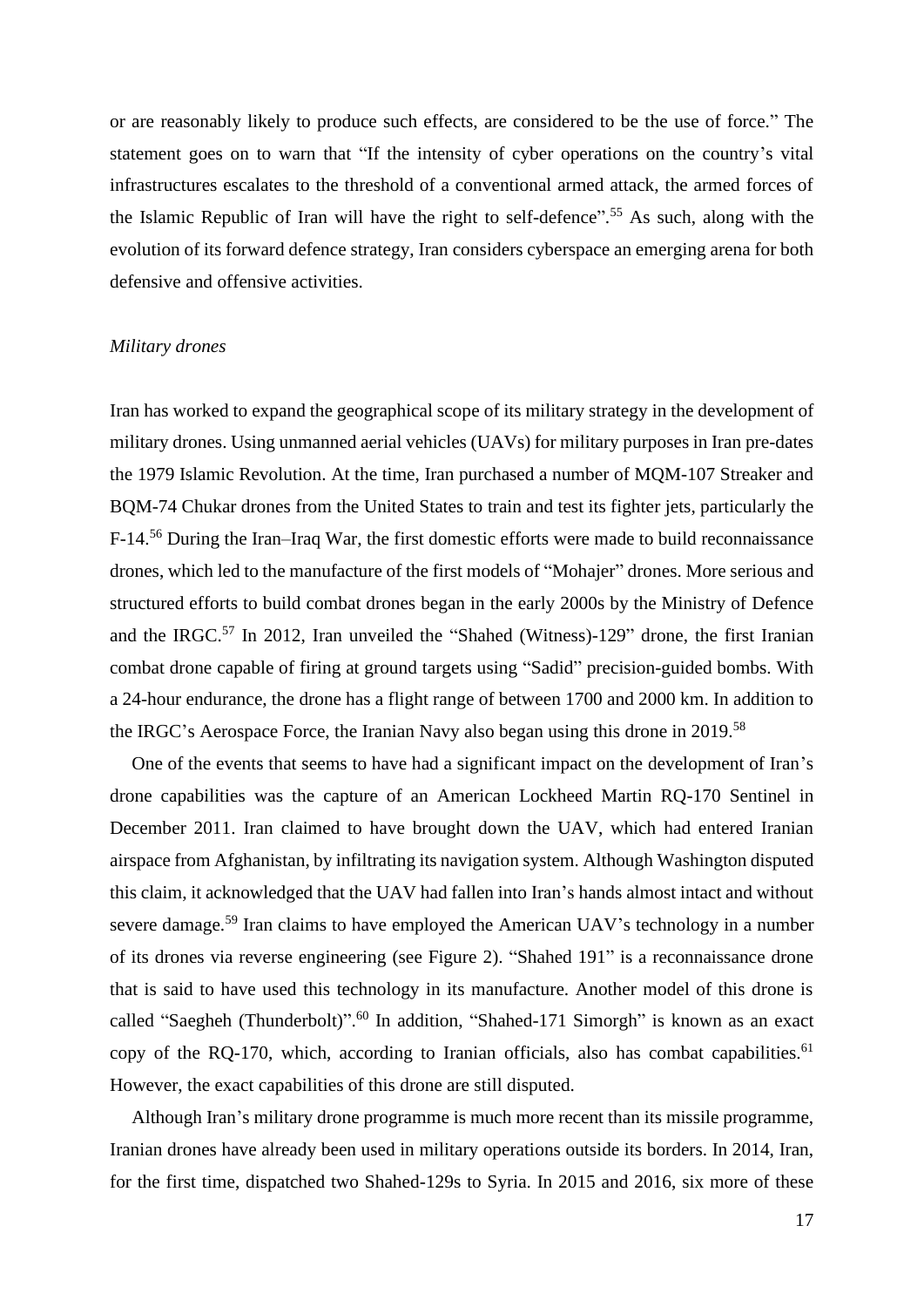or are reasonably likely to produce such effects, are considered to be the use of force." The statement goes on to warn that "If the intensity of cyber operations on the country's vital infrastructures escalates to the threshold of a conventional armed attack, the armed forces of the Islamic Republic of Iran will have the right to self-defence".[55] As such, along with the evolution of its forward defence strategy, Iran considers cyberspace an emerging arena for both defensive and offensive activities.

*Military drones*

Iran has worked to expand the geographical scope of its military strategy in the development of military drones. Using unmanned aerial vehicles (UAVs) for military purposes in Iran pre-dates the 1979 Islamic Revolution. At the time, Iran purchased a number of MQM-107 Streaker and BQM-74 Chukar drones from the United States to train and test its fighter jets, particularly the F-14.[56] During the Iran–Iraq War, the first domestic efforts were made to build reconnaissance drones, which led to the manufacture of the first models of "Mohajer" drones. More serious and structured efforts to build combat drones began in the early 2000s by the Ministry of Defence and the IRGC.[57] In 2012, Iran unveiled the "Shahed (Witness)-129" drone, the first Iranian combat drone capable of firing at ground targets using "Sadid" precision-guided bombs. With a 24-hour endurance, the drone has a flight range of between 1700 and 2000 km. In addition to the IRGC's Aerospace Force, the Iranian Navy also began using this drone in 2019.[58]

One of the events that seems to have had a significant impact on the development of Iran's drone capabilities was the capture of an American Lockheed Martin RQ-170 Sentinel in December 2011. Iran claimed to have brought down the UAV, which had entered Iranian airspace from Afghanistan, by infiltrating its navigation system. Although Washington disputed this claim, it acknowledged that the UAV had fallen into Iran's hands almost intact and without severe damage.[59] Iran claims to have employed the American UAV's technology in a number of its drones via reverse engineering (see Figure 2). "Shahed 191" is a reconnaissance drone that is said to have used this technology in its manufacture. Another model of this drone is called "Saegheh (Thunderbolt)".[60] In addition, "Shahed-171 Simorgh" is known as an exact copy of the RQ-170, which, according to Iranian officials, also has combat capabilities.[61] However, the exact capabilities of this drone are still disputed.

Although Iran's military drone programme is much more recent than its missile programme, Iranian drones have already been used in military operations outside its borders. In 2014, Iran, for the first time, dispatched two Shahed-129s to Syria. In 2015 and 2016, six more of these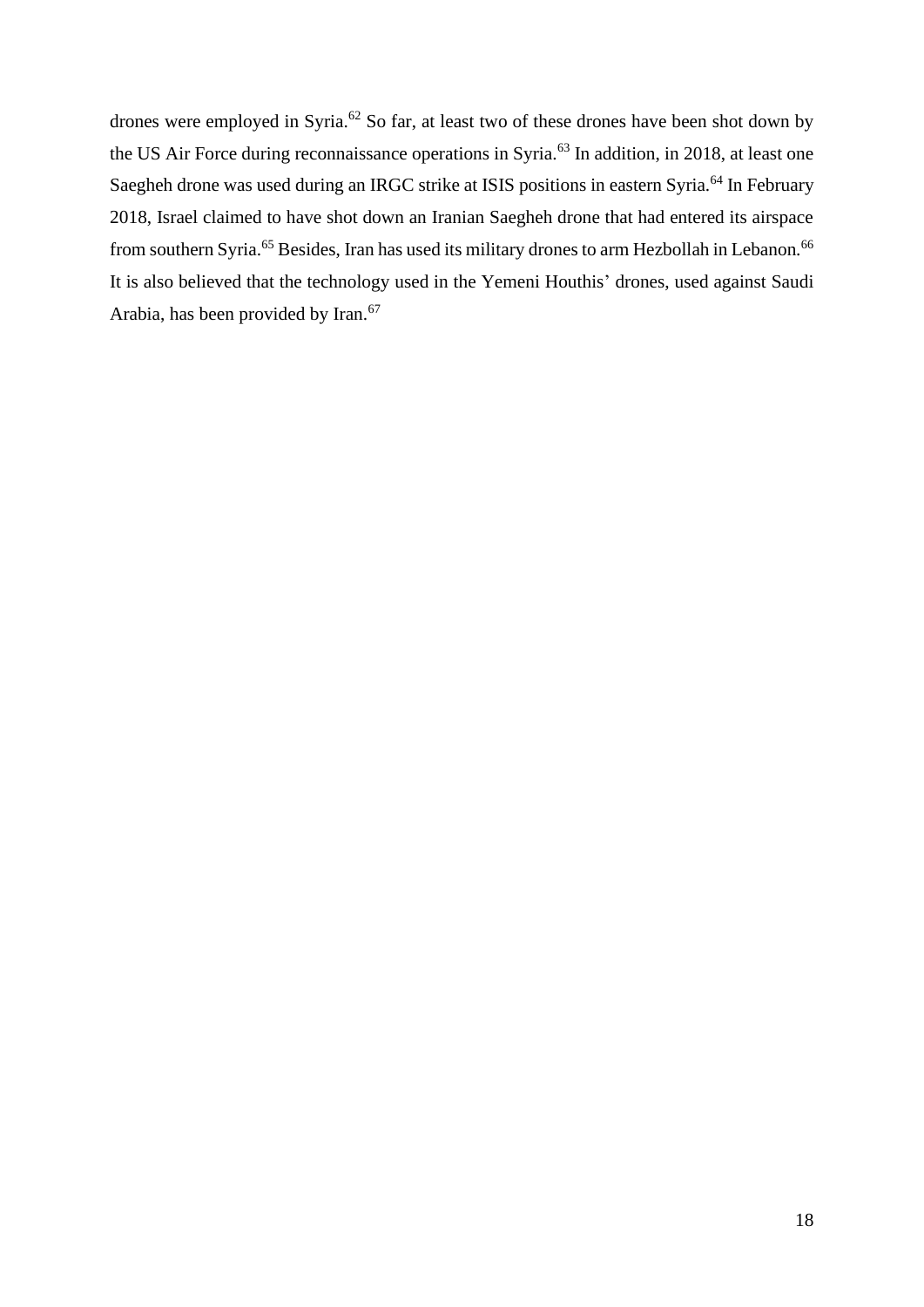drones were employed in Syria.[62] So far, at least two of these drones have been shot down by the US Air Force during reconnaissance operations in Syria.[63] In addition, in 2018, at least one Saegheh drone was used during an IRGC strike at ISIS positions in eastern Syria.[64] In February 2018, Israel claimed to have shot down an Iranian Saegheh drone that had entered its airspace from southern Syria.[65] Besides, Iran has used its military drones to arm Hezbollah in Lebanon.[66] It is also believed that the technology used in the Yemeni Houthis' drones, used against Saudi Arabia, has been provided by Iran.[67]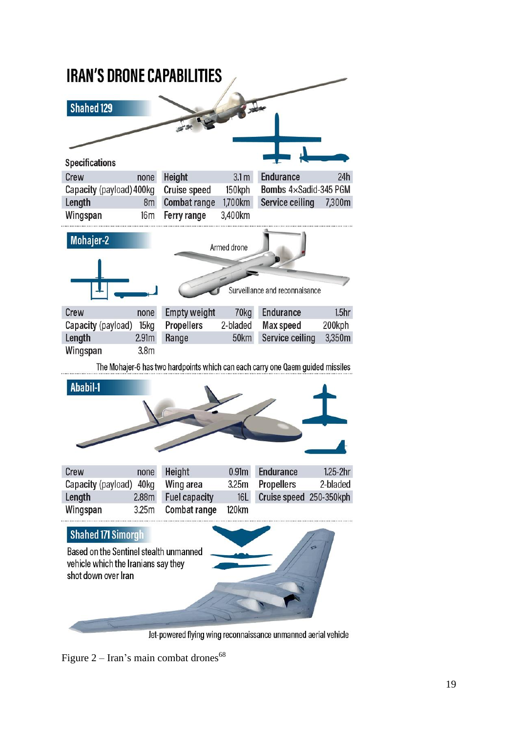# IRAN'S DRONE CAPABILITIES

## Shahed 129

Specifications

| | | | | | |
|---|---|---|---|---|---|
| Crew | none | Height | 3.1 m | Endurance | 24h |
| Capacity (payload) | 400kg | Cruise speed | 150kph | Bombs 4×Sadid-345 PGM | |
| Length | 8m | Combat range | 1,700km | Service ceiling | 7,300m |
| Wingspan | 16m | Ferry range | 3,400km | | |

## Mohajer-2

Armed drone

Surveillance and reconnaisance

| | | | | | |
|---|---|---|---|---|---|
| Crew | none | Empty weight | 70kg | Endurance | 1.5hr |
| Capacity (payload) | 15kg | Propellers | 2-bladed | Max speed | 200kph |
| Length | 2.91m | Range | 50km | Service ceiling | 3,350m |
| Wingspan | 3.8m | | | | |

The Mohajer-6 has two hardpoints which can each carry one Qaem guided missiles

## Ababil-1

| | | | | | |
|---|---|---|---|---|---|
| Crew | none | Height | 0.91m | Endurance | 1.25-2hr |
| Capacity (payload) | 40kg | Wing area | 3.25m | Propellers | 2-bladed |
| Length | 2.88m | Fuel capacity | 16L | Cruise speed | 250-350kph |
| Wingspan | 3.25m | Combat range | 120km | | |

## Shahed 171 Simorgh

Based on the Sentinel stealth unmanned vehicle which the Iranians say they shot down over Iran

Jet-powered flying wing reconnaissance unmanned aerial vehicle

Figure 2 – Iran's main combat drones[68]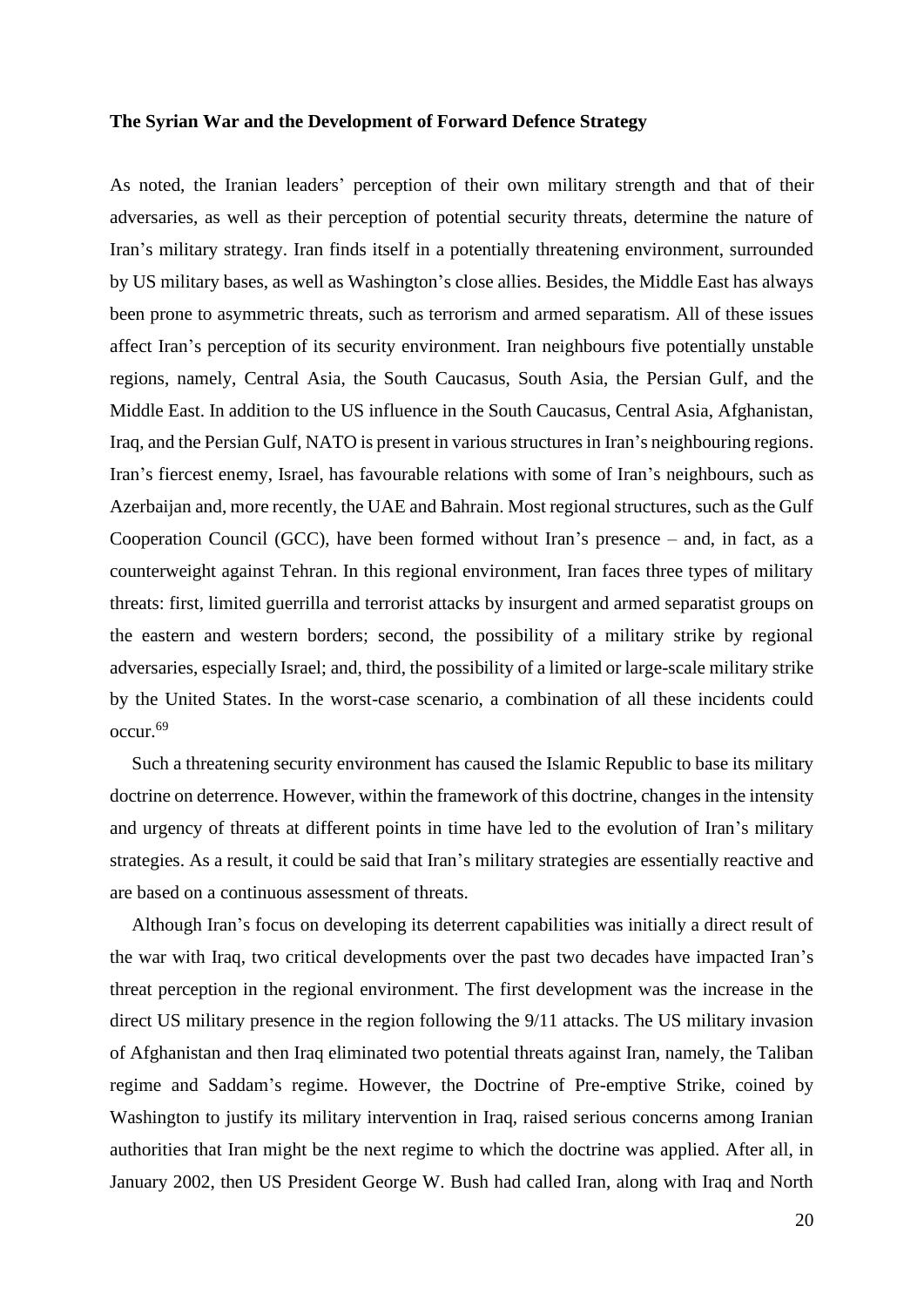**The Syrian War and the Development of Forward Defence Strategy**

As noted, the Iranian leaders' perception of their own military strength and that of their adversaries, as well as their perception of potential security threats, determine the nature of Iran's military strategy. Iran finds itself in a potentially threatening environment, surrounded by US military bases, as well as Washington's close allies. Besides, the Middle East has always been prone to asymmetric threats, such as terrorism and armed separatism. All of these issues affect Iran's perception of its security environment. Iran neighbours five potentially unstable regions, namely, Central Asia, the South Caucasus, South Asia, the Persian Gulf, and the Middle East. In addition to the US influence in the South Caucasus, Central Asia, Afghanistan, Iraq, and the Persian Gulf, NATO is present in various structures in Iran's neighbouring regions. Iran's fiercest enemy, Israel, has favourable relations with some of Iran's neighbours, such as Azerbaijan and, more recently, the UAE and Bahrain. Most regional structures, such as the Gulf Cooperation Council (GCC), have been formed without Iran's presence – and, in fact, as a counterweight against Tehran. In this regional environment, Iran faces three types of military threats: first, limited guerrilla and terrorist attacks by insurgent and armed separatist groups on the eastern and western borders; second, the possibility of a military strike by regional adversaries, especially Israel; and, third, the possibility of a limited or large-scale military strike by the United States. In the worst-case scenario, a combination of all these incidents could occur.[69]

Such a threatening security environment has caused the Islamic Republic to base its military doctrine on deterrence. However, within the framework of this doctrine, changes in the intensity and urgency of threats at different points in time have led to the evolution of Iran's military strategies. As a result, it could be said that Iran's military strategies are essentially reactive and are based on a continuous assessment of threats.

Although Iran's focus on developing its deterrent capabilities was initially a direct result of the war with Iraq, two critical developments over the past two decades have impacted Iran's threat perception in the regional environment. The first development was the increase in the direct US military presence in the region following the 9/11 attacks. The US military invasion of Afghanistan and then Iraq eliminated two potential threats against Iran, namely, the Taliban regime and Saddam's regime. However, the Doctrine of Pre-emptive Strike, coined by Washington to justify its military intervention in Iraq, raised serious concerns among Iranian authorities that Iran might be the next regime to which the doctrine was applied. After all, in January 2002, then US President George W. Bush had called Iran, along with Iraq and North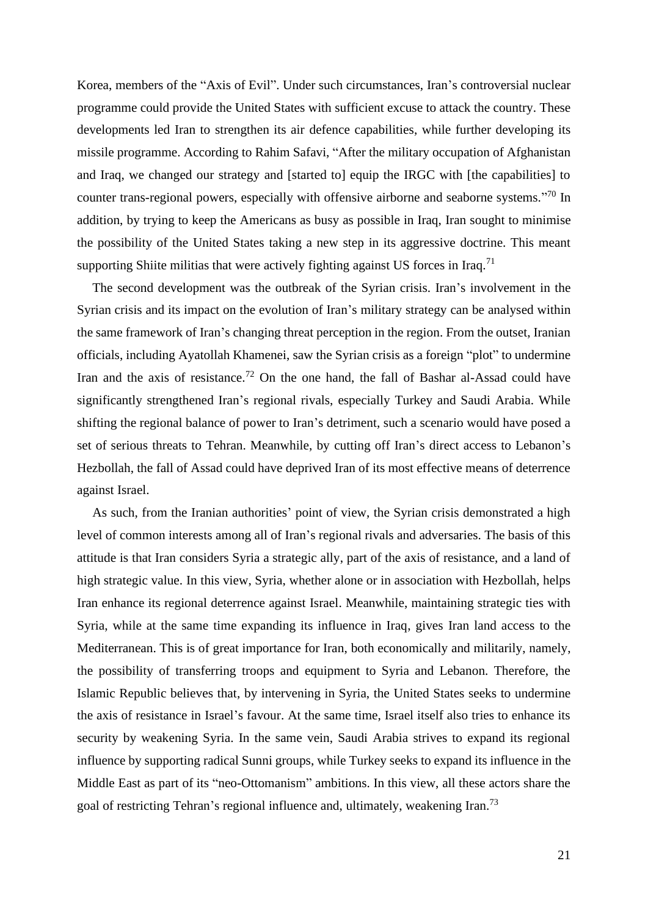Korea, members of the "Axis of Evil". Under such circumstances, Iran's controversial nuclear programme could provide the United States with sufficient excuse to attack the country. These developments led Iran to strengthen its air defence capabilities, while further developing its missile programme. According to Rahim Safavi, "After the military occupation of Afghanistan and Iraq, we changed our strategy and [started to] equip the IRGC with [the capabilities] to counter trans-regional powers, especially with offensive airborne and seaborne systems."[70] In addition, by trying to keep the Americans as busy as possible in Iraq, Iran sought to minimise the possibility of the United States taking a new step in its aggressive doctrine. This meant supporting Shiite militias that were actively fighting against US forces in Iraq.[71]

The second development was the outbreak of the Syrian crisis. Iran's involvement in the Syrian crisis and its impact on the evolution of Iran's military strategy can be analysed within the same framework of Iran's changing threat perception in the region. From the outset, Iranian officials, including Ayatollah Khamenei, saw the Syrian crisis as a foreign "plot" to undermine Iran and the axis of resistance.[72] On the one hand, the fall of Bashar al-Assad could have significantly strengthened Iran's regional rivals, especially Turkey and Saudi Arabia. While shifting the regional balance of power to Iran's detriment, such a scenario would have posed a set of serious threats to Tehran. Meanwhile, by cutting off Iran's direct access to Lebanon's Hezbollah, the fall of Assad could have deprived Iran of its most effective means of deterrence against Israel.

As such, from the Iranian authorities' point of view, the Syrian crisis demonstrated a high level of common interests among all of Iran's regional rivals and adversaries. The basis of this attitude is that Iran considers Syria a strategic ally, part of the axis of resistance, and a land of high strategic value. In this view, Syria, whether alone or in association with Hezbollah, helps Iran enhance its regional deterrence against Israel. Meanwhile, maintaining strategic ties with Syria, while at the same time expanding its influence in Iraq, gives Iran land access to the Mediterranean. This is of great importance for Iran, both economically and militarily, namely, the possibility of transferring troops and equipment to Syria and Lebanon. Therefore, the Islamic Republic believes that, by intervening in Syria, the United States seeks to undermine the axis of resistance in Israel's favour. At the same time, Israel itself also tries to enhance its security by weakening Syria. In the same vein, Saudi Arabia strives to expand its regional influence by supporting radical Sunni groups, while Turkey seeks to expand its influence in the Middle East as part of its "neo-Ottomanism" ambitions. In this view, all these actors share the goal of restricting Tehran's regional influence and, ultimately, weakening Iran.[73]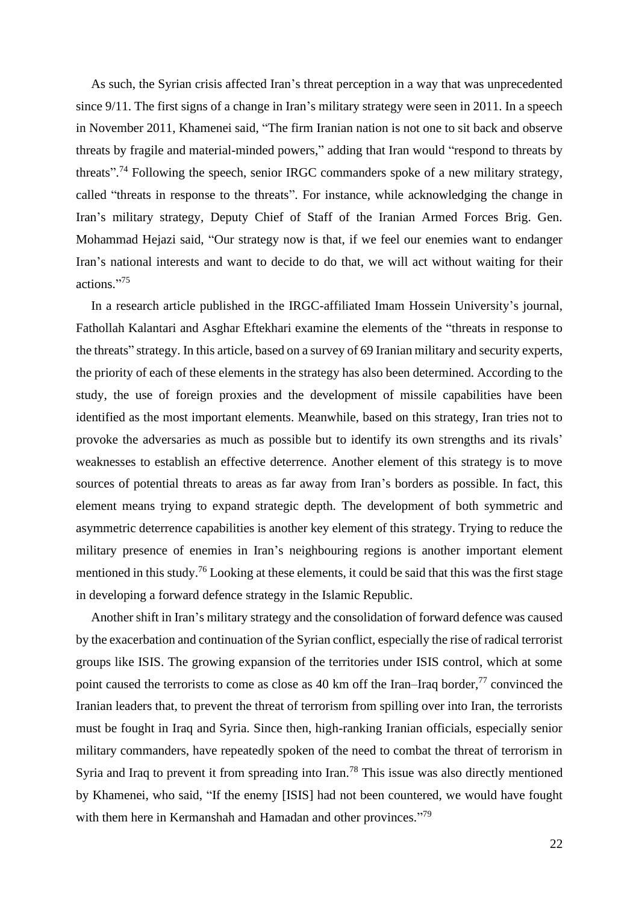As such, the Syrian crisis affected Iran's threat perception in a way that was unprecedented since 9/11. The first signs of a change in Iran's military strategy were seen in 2011. In a speech in November 2011, Khamenei said, "The firm Iranian nation is not one to sit back and observe threats by fragile and material-minded powers," adding that Iran would "respond to threats by threats".[74] Following the speech, senior IRGC commanders spoke of a new military strategy, called "threats in response to the threats". For instance, while acknowledging the change in Iran's military strategy, Deputy Chief of Staff of the Iranian Armed Forces Brig. Gen. Mohammad Hejazi said, "Our strategy now is that, if we feel our enemies want to endanger Iran's national interests and want to decide to do that, we will act without waiting for their actions."[75]

In a research article published in the IRGC-affiliated Imam Hossein University's journal, Fathollah Kalantari and Asghar Eftekhari examine the elements of the "threats in response to the threats" strategy. In this article, based on a survey of 69 Iranian military and security experts, the priority of each of these elements in the strategy has also been determined. According to the study, the use of foreign proxies and the development of missile capabilities have been identified as the most important elements. Meanwhile, based on this strategy, Iran tries not to provoke the adversaries as much as possible but to identify its own strengths and its rivals' weaknesses to establish an effective deterrence. Another element of this strategy is to move sources of potential threats to areas as far away from Iran's borders as possible. In fact, this element means trying to expand strategic depth. The development of both symmetric and asymmetric deterrence capabilities is another key element of this strategy. Trying to reduce the military presence of enemies in Iran's neighbouring regions is another important element mentioned in this study.[76] Looking at these elements, it could be said that this was the first stage in developing a forward defence strategy in the Islamic Republic.

Another shift in Iran's military strategy and the consolidation of forward defence was caused by the exacerbation and continuation of the Syrian conflict, especially the rise of radical terrorist groups like ISIS. The growing expansion of the territories under ISIS control, which at some point caused the terrorists to come as close as 40 km off the Iran–Iraq border,[77] convinced the Iranian leaders that, to prevent the threat of terrorism from spilling over into Iran, the terrorists must be fought in Iraq and Syria. Since then, high-ranking Iranian officials, especially senior military commanders, have repeatedly spoken of the need to combat the threat of terrorism in Syria and Iraq to prevent it from spreading into Iran.[78] This issue was also directly mentioned by Khamenei, who said, "If the enemy [ISIS] had not been countered, we would have fought with them here in Kermanshah and Hamadan and other provinces."[79]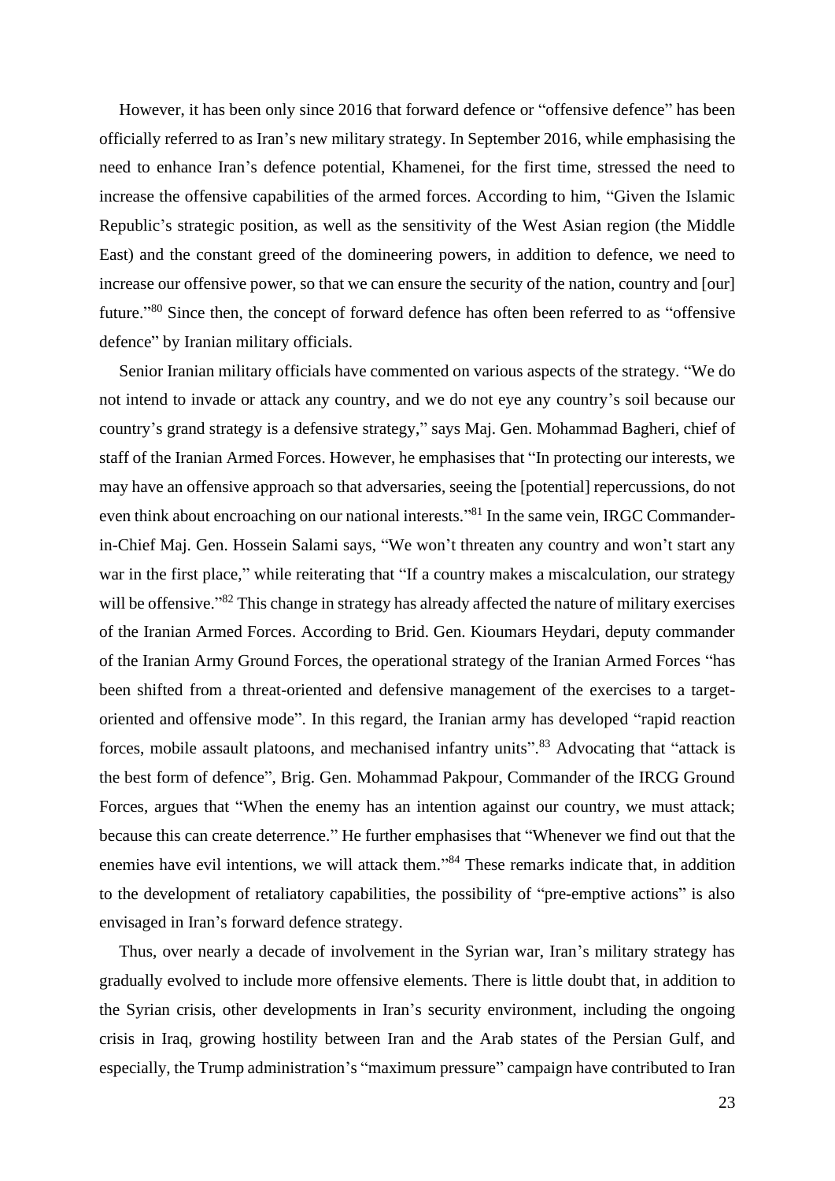However, it has been only since 2016 that forward defence or "offensive defence" has been officially referred to as Iran's new military strategy. In September 2016, while emphasising the need to enhance Iran's defence potential, Khamenei, for the first time, stressed the need to increase the offensive capabilities of the armed forces. According to him, "Given the Islamic Republic's strategic position, as well as the sensitivity of the West Asian region (the Middle East) and the constant greed of the domineering powers, in addition to defence, we need to increase our offensive power, so that we can ensure the security of the nation, country and [our] future."[80] Since then, the concept of forward defence has often been referred to as "offensive defence" by Iranian military officials.

Senior Iranian military officials have commented on various aspects of the strategy. "We do not intend to invade or attack any country, and we do not eye any country's soil because our country's grand strategy is a defensive strategy," says Maj. Gen. Mohammad Bagheri, chief of staff of the Iranian Armed Forces. However, he emphasises that "In protecting our interests, we may have an offensive approach so that adversaries, seeing the [potential] repercussions, do not even think about encroaching on our national interests."[81] In the same vein, IRGC Commander-in-Chief Maj. Gen. Hossein Salami says, "We won't threaten any country and won't start any war in the first place," while reiterating that "If a country makes a miscalculation, our strategy will be offensive."[82] This change in strategy has already affected the nature of military exercises of the Iranian Armed Forces. According to Brid. Gen. Kioumars Heydari, deputy commander of the Iranian Army Ground Forces, the operational strategy of the Iranian Armed Forces "has been shifted from a threat-oriented and defensive management of the exercises to a target-oriented and offensive mode". In this regard, the Iranian army has developed "rapid reaction forces, mobile assault platoons, and mechanised infantry units".[83] Advocating that "attack is the best form of defence", Brig. Gen. Mohammad Pakpour, Commander of the IRCG Ground Forces, argues that "When the enemy has an intention against our country, we must attack; because this can create deterrence." He further emphasises that "Whenever we find out that the enemies have evil intentions, we will attack them."[84] These remarks indicate that, in addition to the development of retaliatory capabilities, the possibility of "pre-emptive actions" is also envisaged in Iran's forward defence strategy.

Thus, over nearly a decade of involvement in the Syrian war, Iran's military strategy has gradually evolved to include more offensive elements. There is little doubt that, in addition to the Syrian crisis, other developments in Iran's security environment, including the ongoing crisis in Iraq, growing hostility between Iran and the Arab states of the Persian Gulf, and especially, the Trump administration's "maximum pressure" campaign have contributed to Iran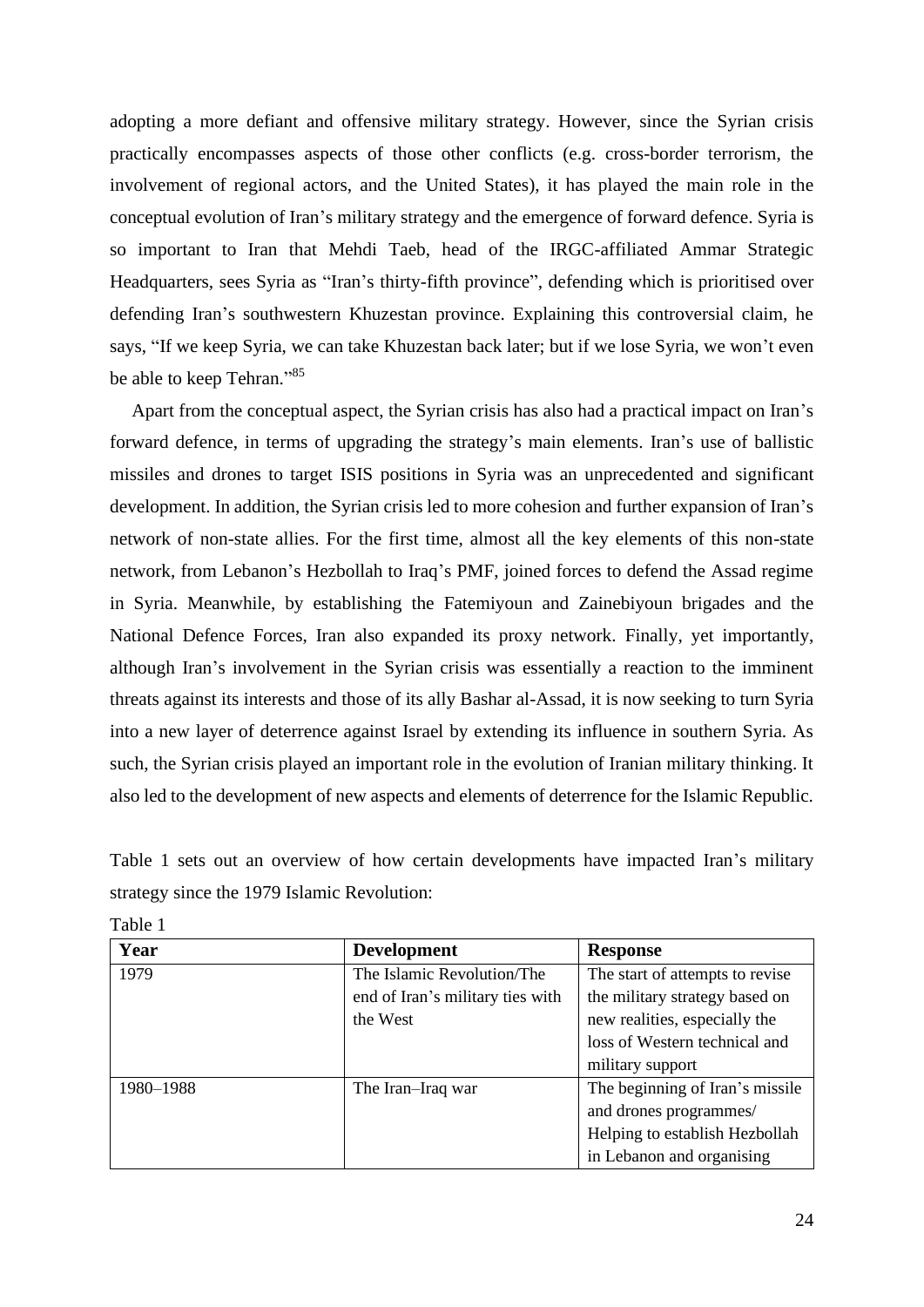adopting a more defiant and offensive military strategy. However, since the Syrian crisis practically encompasses aspects of those other conflicts (e.g. cross-border terrorism, the involvement of regional actors, and the United States), it has played the main role in the conceptual evolution of Iran's military strategy and the emergence of forward defence. Syria is so important to Iran that Mehdi Taeb, head of the IRGC-affiliated Ammar Strategic Headquarters, sees Syria as "Iran's thirty-fifth province", defending which is prioritised over defending Iran's southwestern Khuzestan province. Explaining this controversial claim, he says, "If we keep Syria, we can take Khuzestan back later; but if we lose Syria, we won't even be able to keep Tehran."[85]

Apart from the conceptual aspect, the Syrian crisis has also had a practical impact on Iran's forward defence, in terms of upgrading the strategy's main elements. Iran's use of ballistic missiles and drones to target ISIS positions in Syria was an unprecedented and significant development. In addition, the Syrian crisis led to more cohesion and further expansion of Iran's network of non-state allies. For the first time, almost all the key elements of this non-state network, from Lebanon's Hezbollah to Iraq's PMF, joined forces to defend the Assad regime in Syria. Meanwhile, by establishing the Fatemiyoun and Zainebiyoun brigades and the National Defence Forces, Iran also expanded its proxy network. Finally, yet importantly, although Iran's involvement in the Syrian crisis was essentially a reaction to the imminent threats against its interests and those of its ally Bashar al-Assad, it is now seeking to turn Syria into a new layer of deterrence against Israel by extending its influence in southern Syria. As such, the Syrian crisis played an important role in the evolution of Iranian military thinking. It also led to the development of new aspects and elements of deterrence for the Islamic Republic.

Table 1 sets out an overview of how certain developments have impacted Iran's military strategy since the 1979 Islamic Revolution:

Table 1

| Year | Development | Response |
|---|---|---|
| 1979 | The Islamic Revolution/The end of Iran's military ties with the West | The start of attempts to revise the military strategy based on new realities, especially the loss of Western technical and military support |
| 1980–1988 | The Iran–Iraq war | The beginning of Iran's missile and drones programmes/ Helping to establish Hezbollah in Lebanon and organising |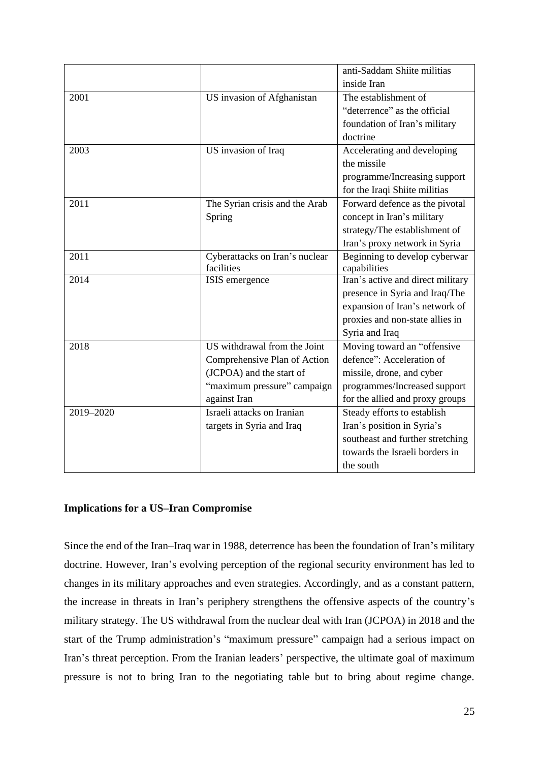| | | |
|---|---|---|
| | | anti-Saddam Shiite militias inside Iran |
| 2001 | US invasion of Afghanistan | The establishment of "deterrence" as the official foundation of Iran's military doctrine |
| 2003 | US invasion of Iraq | Accelerating and developing the missile programme/Increasing support for the Iraqi Shiite militias |
| 2011 | The Syrian crisis and the Arab Spring | Forward defence as the pivotal concept in Iran's military strategy/The establishment of Iran's proxy network in Syria |
| 2011 | Cyberattacks on Iran's nuclear facilities | Beginning to develop cyberwar capabilities |
| 2014 | ISIS emergence | Iran's active and direct military presence in Syria and Iraq/The expansion of Iran's network of proxies and non-state allies in Syria and Iraq |
| 2018 | US withdrawal from the Joint Comprehensive Plan of Action (JCPOA) and the start of "maximum pressure" campaign against Iran | Moving toward an "offensive defence": Acceleration of missile, drone, and cyber programmes/Increased support for the allied and proxy groups |
| 2019–2020 | Israeli attacks on Iranian targets in Syria and Iraq | Steady efforts to establish Iran's position in Syria's southeast and further stretching towards the Israeli borders in the south |

**Implications for a US–Iran Compromise**

Since the end of the Iran–Iraq war in 1988, deterrence has been the foundation of Iran's military doctrine. However, Iran's evolving perception of the regional security environment has led to changes in its military approaches and even strategies. Accordingly, and as a constant pattern, the increase in threats in Iran's periphery strengthens the offensive aspects of the country's military strategy. The US withdrawal from the nuclear deal with Iran (JCPOA) in 2018 and the start of the Trump administration's "maximum pressure" campaign had a serious impact on Iran's threat perception. From the Iranian leaders' perspective, the ultimate goal of maximum pressure is not to bring Iran to the negotiating table but to bring about regime change.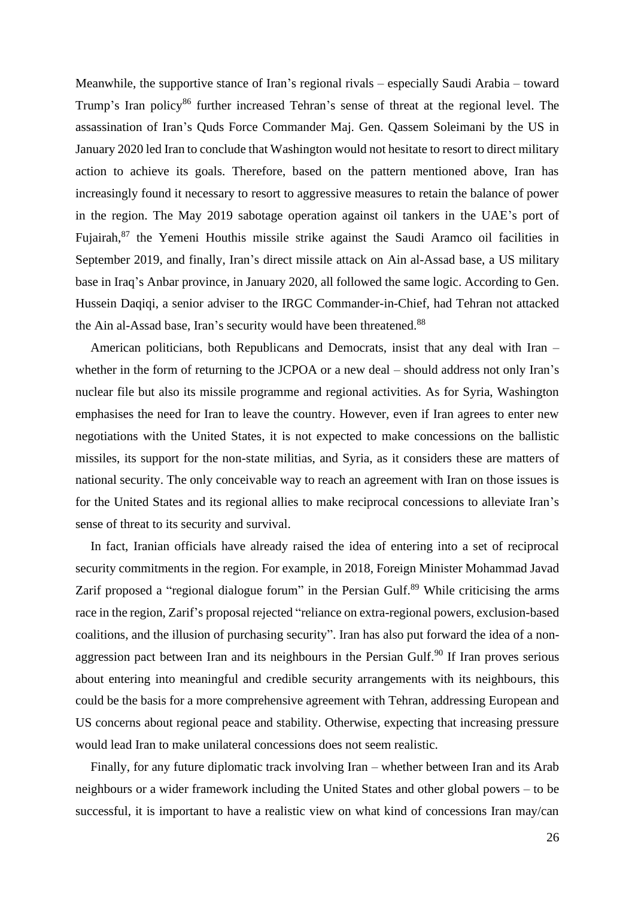Meanwhile, the supportive stance of Iran's regional rivals – especially Saudi Arabia – toward Trump's Iran policy[86] further increased Tehran's sense of threat at the regional level. The assassination of Iran's Quds Force Commander Maj. Gen. Qassem Soleimani by the US in January 2020 led Iran to conclude that Washington would not hesitate to resort to direct military action to achieve its goals. Therefore, based on the pattern mentioned above, Iran has increasingly found it necessary to resort to aggressive measures to retain the balance of power in the region. The May 2019 sabotage operation against oil tankers in the UAE's port of Fujairah,[87] the Yemeni Houthis missile strike against the Saudi Aramco oil facilities in September 2019, and finally, Iran's direct missile attack on Ain al-Assad base, a US military base in Iraq's Anbar province, in January 2020, all followed the same logic. According to Gen. Hussein Daqiqi, a senior adviser to the IRGC Commander-in-Chief, had Tehran not attacked the Ain al-Assad base, Iran's security would have been threatened.[88]

American politicians, both Republicans and Democrats, insist that any deal with Iran – whether in the form of returning to the JCPOA or a new deal – should address not only Iran's nuclear file but also its missile programme and regional activities. As for Syria, Washington emphasises the need for Iran to leave the country. However, even if Iran agrees to enter new negotiations with the United States, it is not expected to make concessions on the ballistic missiles, its support for the non-state militias, and Syria, as it considers these are matters of national security. The only conceivable way to reach an agreement with Iran on those issues is for the United States and its regional allies to make reciprocal concessions to alleviate Iran's sense of threat to its security and survival.

In fact, Iranian officials have already raised the idea of entering into a set of reciprocal security commitments in the region. For example, in 2018, Foreign Minister Mohammad Javad Zarif proposed a "regional dialogue forum" in the Persian Gulf.[89] While criticising the arms race in the region, Zarif's proposal rejected "reliance on extra-regional powers, exclusion-based coalitions, and the illusion of purchasing security". Iran has also put forward the idea of a non-aggression pact between Iran and its neighbours in the Persian Gulf.[90] If Iran proves serious about entering into meaningful and credible security arrangements with its neighbours, this could be the basis for a more comprehensive agreement with Tehran, addressing European and US concerns about regional peace and stability. Otherwise, expecting that increasing pressure would lead Iran to make unilateral concessions does not seem realistic.

Finally, for any future diplomatic track involving Iran – whether between Iran and its Arab neighbours or a wider framework including the United States and other global powers – to be successful, it is important to have a realistic view on what kind of concessions Iran may/can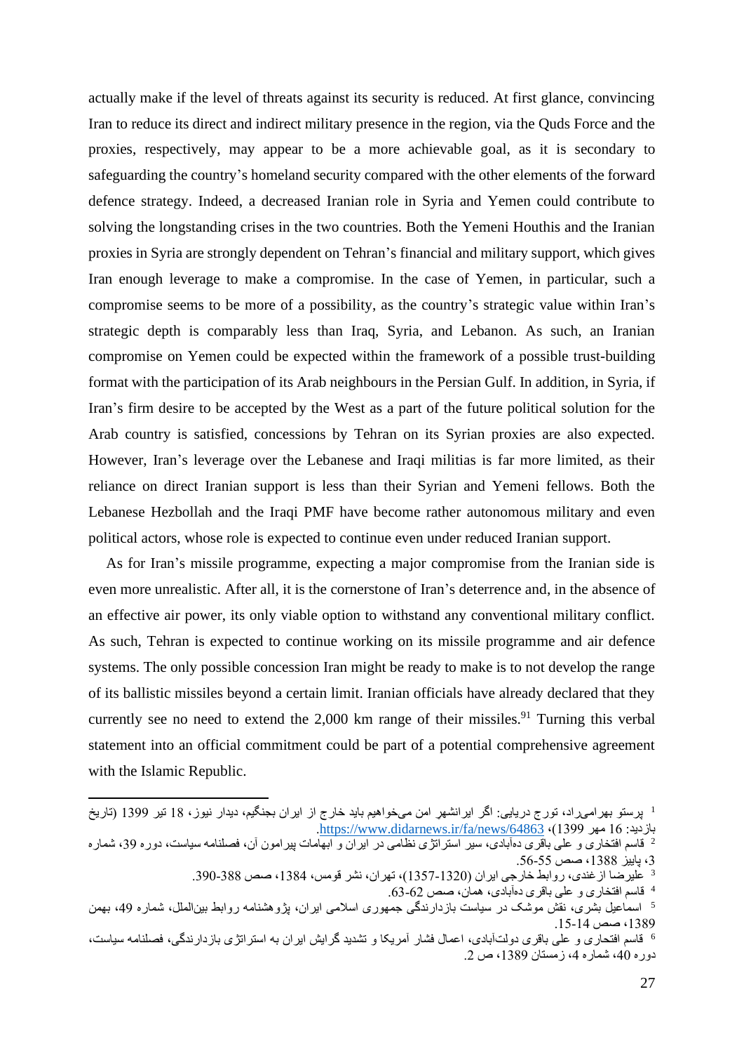actually make if the level of threats against its security is reduced. At first glance, convincing Iran to reduce its direct and indirect military presence in the region, via the Quds Force and the proxies, respectively, may appear to be a more achievable goal, as it is secondary to safeguarding the country's homeland security compared with the other elements of the forward defence strategy. Indeed, a decreased Iranian role in Syria and Yemen could contribute to solving the longstanding crises in the two countries. Both the Yemeni Houthis and the Iranian proxies in Syria are strongly dependent on Tehran's financial and military support, which gives Iran enough leverage to make a compromise. In the case of Yemen, in particular, such a compromise seems to be more of a possibility, as the country's strategic value within Iran's strategic depth is comparably less than Iraq, Syria, and Lebanon. As such, an Iranian compromise on Yemen could be expected within the framework of a possible trust-building format with the participation of its Arab neighbours in the Persian Gulf. In addition, in Syria, if Iran's firm desire to be accepted by the West as a part of the future political solution for the Arab country is satisfied, concessions by Tehran on its Syrian proxies are also expected. However, Iran's leverage over the Lebanese and Iraqi militias is far more limited, as their reliance on direct Iranian support is less than their Syrian and Yemeni fellows. Both the Lebanese Hezbollah and the Iraqi PMF have become rather autonomous military and even political actors, whose role is expected to continue even under reduced Iranian support.

As for Iran's missile programme, expecting a major compromise from the Iranian side is even more unrealistic. After all, it is the cornerstone of Iran's deterrence and, in the absence of an effective air power, its only viable option to withstand any conventional military conflict. As such, Tehran is expected to continue working on its missile programme and air defence systems. The only possible concession Iran might be ready to make is to not develop the range of its ballistic missiles beyond a certain limit. Iranian officials have already declared that they currently see no need to extend the 2,000 km range of their missiles.[91] Turning this verbal statement into an official commitment could be part of a potential comprehensive agreement with the Islamic Republic.

---

[1] پرستو بهرامی‌راد، تورج دریایی: اگر ایرانشهر امن می‌خواهیم باید خارج از ایران بجنگیم، دیدار نیوز، 18 تیر 1399 (تاریخ بازدید: 16 مهر 1399)، https://www.didarnews.ir/fa/news/64863.

[2] قاسم افتخاری و علی باقری دهآبادی، سیر استراتژی نظامی در ایران و ابهامات پیرامون آن، فصلنامه سیاست، دوره 39، شماره 3، پاییز 1388، صص 55-56.

[3] علیرضا ازغندی، روابط خارجی ایران (1320-1357)، تهران، نشر قومس، 1384، صص 388-390.

[4] قاسم افتخاری و علی باقری دهآبادی، همان، صص 62-63.

[5] اسماعیل بشری، نقش موشک در سیاست بازدارندگی جمهوری اسلامی ایران، پژوهشنامه روابط بین‌الملل، شماره 49، بهمن 1389، صص 14-15.

[6] قاسم افتخاری و علی باقری دولت‌آبادی، اعمال فشار آمریکا و تشدید گرایش ایران به استراتژی بازدارندگی، فصلنامه سیاست، دوره 40، شماره 4، زمستان 1389، ص 2.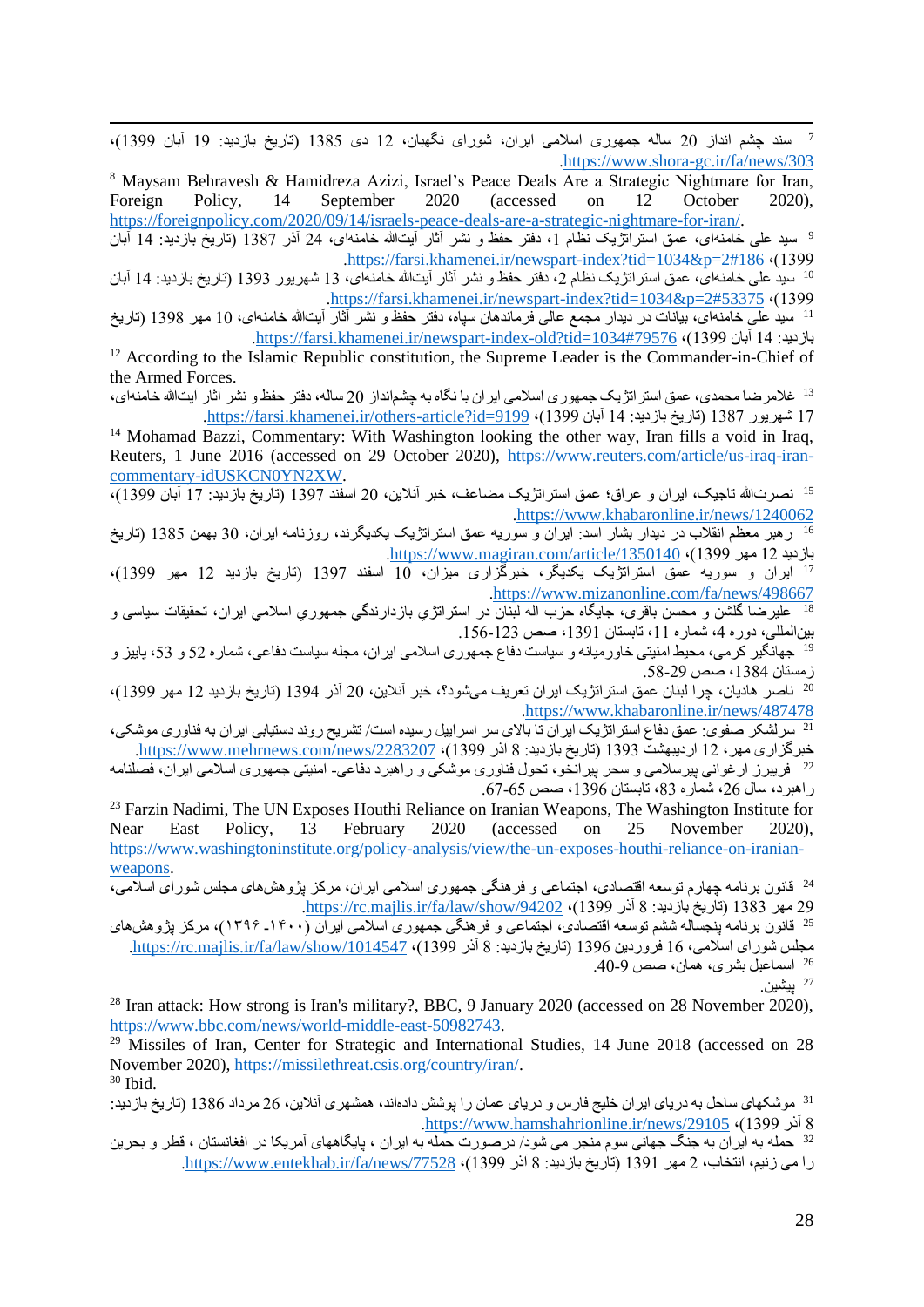[7] سند چشم انداز 20 ساله جمهوری اسلامی ایران، شورای نگهبان، 12 دی 1385 (تاریخ بازدید: 19 آبان 1399)، https://www.shora-gc.ir/fa/news/303.

[8] Maysam Behravesh & Hamidreza Azizi, Israel's Peace Deals Are a Strategic Nightmare for Iran, Foreign Policy, 14 September 2020 (accessed on 12 October 2020), https://foreignpolicy.com/2020/09/14/israels-peace-deals-are-a-strategic-nightmare-for-iran/.

[9] سید علی خامنه‌ای، عمق استراتژیک نظام 1، دفتر حفظ و نشر آثار آیت‌الله خامنه‌ای، 24 آذر 1387 (تاریخ بازدید: 14 آبان 1399)، https://farsi.khamenei.ir/newspart-index?tid=1034&p=2#186.

[10] سید علی خامنه‌ای، عمق استراتژیک نظام 2، دفتر حفظ و نشر آثار آیت‌الله خامنه‌ای، 13 شهریور 1393 (تاریخ بازدید: 14 آبان 1399)، https://farsi.khamenei.ir/newspart-index?tid=1034&p=2#53375.

[11] سید علی خامنه‌ای، بیانات در دیدار مجمع عالی فرماندهان سپاه، دفتر حفظ و نشر آثار آیت‌الله خامنه‌ای، 10 مهر 1398 (تاریخ بازدید: 14 آبان 1399)، https://farsi.khamenei.ir/newspart-index-old?tid=1034#79576.

[12] According to the Islamic Republic constitution, the Supreme Leader is the Commander-in-Chief of the Armed Forces.

[13] غلامرضا محمدی، عمق استراتژیک جمهوری اسلامی ایران با نگاه به چشم‌انداز 20 ساله، دفتر حفظ و نشر آثار آیت‌الله خامنه‌ای، 17 شهریور 1387 (تاریخ بازدید: 14 آبان 1399)، https://farsi.khamenei.ir/others-article?id=9199.

[14] Mohamad Bazzi, Commentary: With Washington looking the other way, Iran fills a void in Iraq, Reuters, 1 June 2016 (accessed on 29 October 2020), https://www.reuters.com/article/us-iraq-iran-commentary-idUSKCN0YN2XW.

[15] نصرت‌الله تاجیک، ایران و عراق؛ عمق استراتژیک مضاعف، خبر آنلاین، 20 اسفند 1397 (تاریخ بازدید: 17 آبان 1399)، https://www.khabaronline.ir/news/1240062.

[16] رهبر معظم انقلاب در دیدار بشار اسد: ایران و سوریه عمق استراتژیک یکدیگرند، روزنامه ایران، 30 بهمن 1385 (تاریخ بازدید 12 مهر 1399)، https://www.magiran.com/article/1350140.

[17] ایران و سوریه عمق استراتژیک یکدیگر، خبرگزاری میزان، 10 اسفند 1397 (تاریخ بازدید 12 مهر 1399)، https://www.mizanonline.com/fa/news/498667.

[18] علیرضا گلشن و محسن باقری، جایگاه حزب اله لبنان در استراتژي بازدارندگي جمهوري اسلامي ایران، تحقیقات سیاسی و بین‌المللی، دوره 4، شماره 11، تابستان 1391، صص 123-156.

[19] جهانگیر کرمی، محیط امنیتی خاورمیانه و سیاست دفاع جمهوری اسلامی ایران، مجله سیاست دفاعی، شماره 52 و 53، پاییز و زمستان 1384، صص 29-58.

[20] ناصر هادیان، چرا لبنان عمق استراتژیک ایران تعریف می‌شود؟، خبر آنلاین، 20 آذر 1394 (تاریخ بازدید 12 مهر 1399)، https://www.khabaronline.ir/news/487478.

[21] سرلشکر صفوی: عمق دفاع استراتژیک ایران تا بالای سر اسراییل رسیده است/ تشریح روند دستیابی ایران به فناوری موشکی، خبرگزاری مهر، 12 اردیبهشت 1393 (تاریخ بازدید: 8 آذر 1399)، https://www.mehrnews.com/news/2283207.

[22] فریبرز ارغوانی پیرسلامی و سحر پیرانخو، تحول فناوری موشکی و راهبرد دفاعی- امنیتی جمهوری اسلامی ایران، فصلنامه راهبرد، سال 26، شماره 83، تابستان 1396، صص 65-67.

[23] Farzin Nadimi, The UN Exposes Houthi Reliance on Iranian Weapons, The Washington Institute for Near East Policy, 13 February 2020 (accessed on 25 November 2020), https://www.washingtoninstitute.org/policy-analysis/view/the-un-exposes-houthi-reliance-on-iranian-weapons.

[24] قانون برنامه چهارم توسعه اقتصادی، اجتماعی و فرهنگی جمهوری اسلامی ایران، مرکز پژوهش‌های مجلس شورای اسلامی، 29 مهر 1383 (تاریخ بازدید: 8 آذر 1399)، https://rc.majlis.ir/fa/law/show/94202.

[25] قانون برنامه پنجساله ششم توسعه اقتصادی، اجتماعی و فرهنگی جمهوری اسلامی ایران (۱۴۰۰-۱۳۹۶)، مرکز پژوهش‌های مجلس شورای اسلامی، 16 فروردین 1396 (تاریخ بازدید: 8 آذر 1399)، https://rc.majlis.ir/fa/law/show/1014547.

[26] اسماعیل بشری، همان، صص 9-40.

[27] پیشین.

[28] Iran attack: How strong is Iran's military?, BBC, 9 January 2020 (accessed on 28 November 2020), https://www.bbc.com/news/world-middle-east-50982743.

[29] Missiles of Iran, Center for Strategic and International Studies, 14 June 2018 (accessed on 28 November 2020), https://missilethreat.csis.org/country/iran/.

[30] Ibid.

[31] موشکهای ساحل به دریای ایران خلیج فارس و دریای عمان را پوشش داده‌اند، همشهری آنلاین، 26 مرداد 1386 (تاریخ بازدید: 8 آذر 1399)، https://www.hamshahrionline.ir/news/29105.

[32] حمله به ایران به جنگ جهانی سوم منجر می شود/ درصورت حمله به ایران ، پایگاههای آمریکا در افغانستان ، قطر و بحرین را می زنیم، انتخاب، 2 مهر 1391 (تاریخ بازدید: 8 آذر 1399)، https://www.entekhab.ir/fa/news/77528.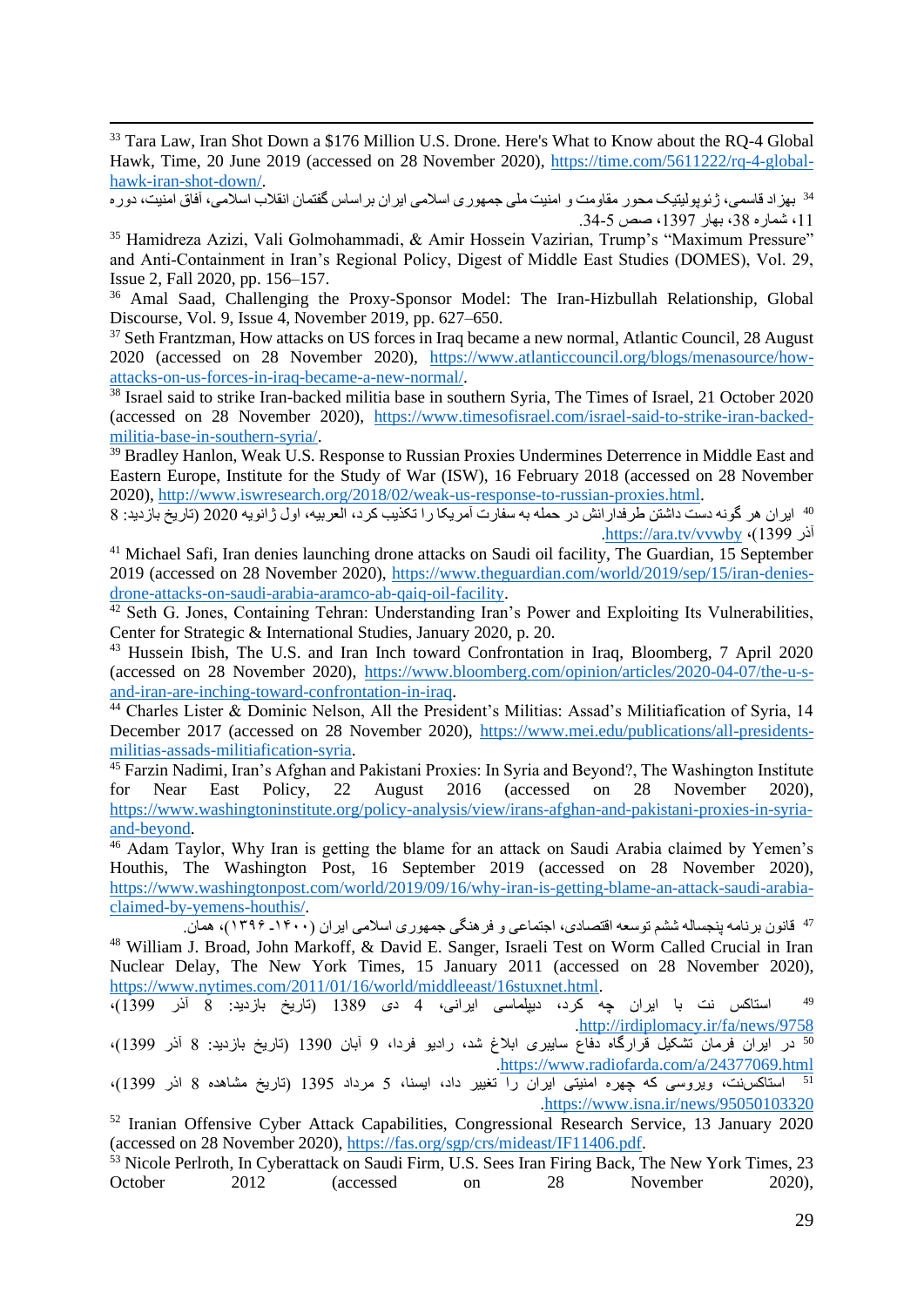[33] Tara Law, Iran Shot Down a $176 Million U.S. Drone. Here's What to Know about the RQ-4 Global Hawk, Time, 20 June 2019 (accessed on 28 November 2020), https://time.com/5611222/rq-4-global-hawk-iran-shot-down/.

[34] بهزاد قاسمی، ژئوپولیتیک محور مقاومت و امنیت ملی جمهوری اسلامی ایران براساس گفتمان انقلاب اسلامی، آفاق امنیت، دوره 11، شماره 38، بهار 1397، صص 5-34.

[35] Hamidreza Azizi, Vali Golmohammadi, & Amir Hossein Vazirian, Trump's "Maximum Pressure" and Anti-Containment in Iran's Regional Policy, Digest of Middle East Studies (DOMES), Vol. 29, Issue 2, Fall 2020, pp. 156–157.

[36] Amal Saad, Challenging the Proxy-Sponsor Model: The Iran-Hizbullah Relationship, Global Discourse, Vol. 9, Issue 4, November 2019, pp. 627–650.

[37] Seth Frantzman, How attacks on US forces in Iraq became a new normal, Atlantic Council, 28 August 2020 (accessed on 28 November 2020), https://www.atlanticcouncil.org/blogs/menasource/how-attacks-on-us-forces-in-iraq-became-a-new-normal/.

[38] Israel said to strike Iran-backed militia base in southern Syria, The Times of Israel, 21 October 2020 (accessed on 28 November 2020), https://www.timesofisrael.com/israel-said-to-strike-iran-backed-militia-base-in-southern-syria/.

[39] Bradley Hanlon, Weak U.S. Response to Russian Proxies Undermines Deterrence in Middle East and Eastern Europe, Institute for the Study of War (ISW), 16 February 2018 (accessed on 28 November 2020), http://www.iswresearch.org/2018/02/weak-us-response-to-russian-proxies.html.

[40] ایران هر گونه دست داشتن طرفدارانش در حمله به سفارت آمریکا را تکذیب کرد، العربیه، اول ژانویه 2020 (تاریخ بازدید: 8 آذر 1399)، https://ara.tv/vvwby.

[41] Michael Safi, Iran denies launching drone attacks on Saudi oil facility, The Guardian, 15 September 2019 (accessed on 28 November 2020), https://www.theguardian.com/world/2019/sep/15/iran-denies-drone-attacks-on-saudi-arabia-aramco-ab-qaiq-oil-facility.

[42] Seth G. Jones, Containing Tehran: Understanding Iran's Power and Exploiting Its Vulnerabilities, Center for Strategic & International Studies, January 2020, p. 20.

[43] Hussein Ibish, The U.S. and Iran Inch toward Confrontation in Iraq, Bloomberg, 7 April 2020 (accessed on 28 November 2020), https://www.bloomberg.com/opinion/articles/2020-04-07/the-u-s-and-iran-are-inching-toward-confrontation-in-iraq.

[44] Charles Lister & Dominic Nelson, All the President's Militias: Assad's Militiafication of Syria, 14 December 2017 (accessed on 28 November 2020), https://www.mei.edu/publications/all-presidents-militias-assads-militiafication-syria.

[45] Farzin Nadimi, Iran's Afghan and Pakistani Proxies: In Syria and Beyond?, The Washington Institute for Near East Policy, 22 August 2016 (accessed on 28 November 2020), https://www.washingtoninstitute.org/policy-analysis/view/irans-afghan-and-pakistani-proxies-in-syria-and-beyond.

[46] Adam Taylor, Why Iran is getting the blame for an attack on Saudi Arabia claimed by Yemen's Houthis, The Washington Post, 16 September 2019 (accessed on 28 November 2020), https://www.washingtonpost.com/world/2019/09/16/why-iran-is-getting-blame-an-attack-saudi-arabia-claimed-by-yemens-houthis/.

[47] قانون برنامه پنجساله ششم توسعه اقتصادی، اجتماعی و فرهنگی جمهوری اسلامی ایران (۱۴۰۰-۱۳۹۶)، همان.

[48] William J. Broad, John Markoff, & David E. Sanger, Israeli Test on Worm Called Crucial in Iran Nuclear Delay, The New York Times, 15 January 2011 (accessed on 28 November 2020), https://www.nytimes.com/2011/01/16/world/middleeast/16stuxnet.html.

[49] استاکس نت با ایران چه کرد، دیپلماسی ایرانی، 4 دی 1389 (تاریخ بازدید: 8 آذر 1399)، http://irdiplomacy.ir/fa/news/9758.

[50] در ایران فرمان تشکیل قرارگاه دفاع سایبری ابلاغ شد، رادیو فردا، 9 آبان 1390 (تاریخ بازدید: 8 آذر 1399)، https://www.radiofarda.com/a/24377069.html.

[51] استاکس‌نت، ویروسی که چهره امنیتی ایران را تغییر داد، ایسنا، 5 مرداد 1395 (تاریخ مشاهده 8 اذر 1399)، https://www.isna.ir/news/95050103320.

[52] Iranian Offensive Cyber Attack Capabilities, Congressional Research Service, 13 January 2020 (accessed on 28 November 2020), https://fas.org/sgp/crs/mideast/IF11406.pdf.

[53] Nicole Perlroth, In Cyberattack on Saudi Firm, U.S. Sees Iran Firing Back, The New York Times, 23 October 2012 (accessed on 28 November 2020),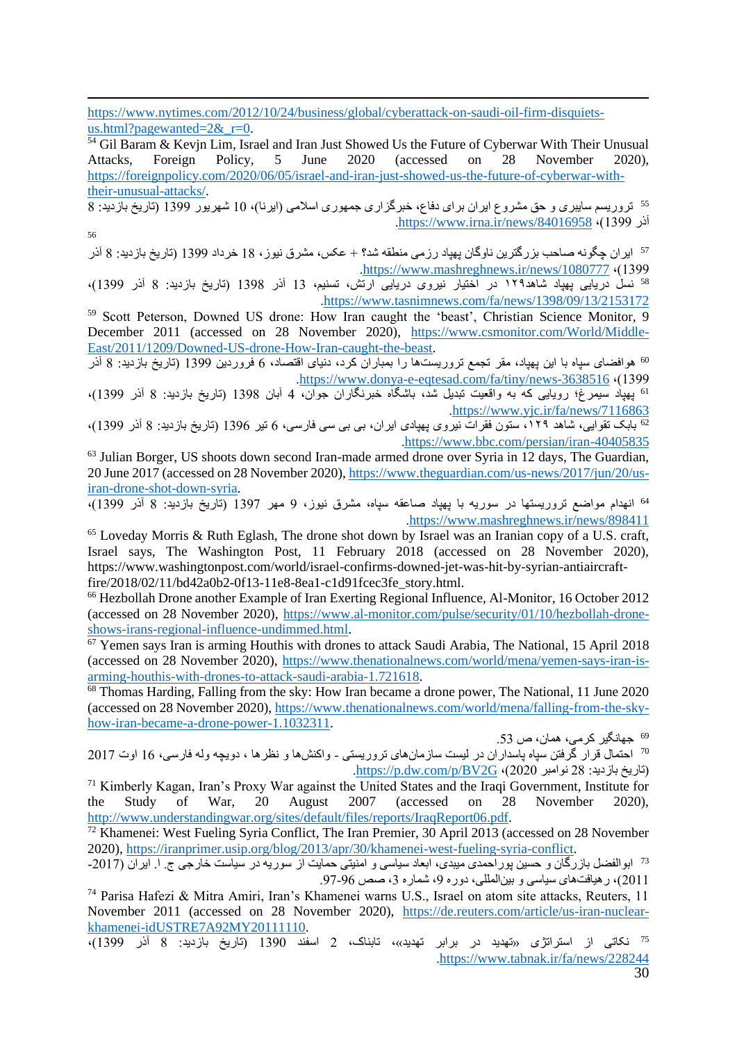https://www.nytimes.com/2012/10/24/business/global/cyberattack-on-saudi-oil-firm-disquiets-us.html?pagewanted=2&_r=0.

[54] Gil Baram & Kevjn Lim, Israel and Iran Just Showed Us the Future of Cyberwar With Their Unusual Attacks, Foreign Policy, 5 June 2020 (accessed on 28 November 2020), https://foreignpolicy.com/2020/06/05/israel-and-iran-just-showed-us-the-future-of-cyberwar-with-their-unusual-attacks/.

[55] تروریسم سایبری و حق مشروع ایران برای دفاع، خبرگزاری جمهوری اسلامی (ایرنا)، 10 شهریور 1399 (تاریخ بازدید: 8 آذر 1399)، https://www.irna.ir/news/84016958.

[56]

[57] ایران چگونه صاحب بزرگترین ناوگان پهپاد رزمی منطقه شد؟ + عکس، مشرق نیوز، 18 خرداد 1399 (تاریخ بازدید: 8 آذر 1399)، https://www.mashreghnews.ir/news/1080777.

[58] نسل دریایی پهپاد شاهد۱۲۹ در اختیار نیروی دریایی ارتش، تسنیم، 13 آذر 1398 (تاریخ بازدید: 8 آذر 1399)، https://www.tasnimnews.com/fa/news/1398/09/13/2153172.

[59] Scott Peterson, Downed US drone: How Iran caught the 'beast', Christian Science Monitor, 9 December 2011 (accessed on 28 November 2020), https://www.csmonitor.com/World/Middle-East/2011/1209/Downed-US-drone-How-Iran-caught-the-beast.

[60] هوافضای سپاه با این پهپاد، مقر تجمع تروریست‌ها را بمباران کرد، دنیای اقتصاد، 6 فروردین 1399 (تاریخ بازدید: 8 آذر 1399)، https://www.donya-e-eqtesad.com/fa/tiny/news-3638516.

[61] پهپاد سیمرغ؛ رویایی که به واقعیت تبدیل شد، باشگاه خبرنگاران جوان، 4 آبان 1398 (تاریخ بازدید: 8 آذر 1399)، https://www.yjc.ir/fa/news/7116863.

[62] بابک تقوایی، شاهد ۱۲۹، ستون فقرات نیروی پهپادی ایران، بی بی سی فارسی، 6 تیر 1396 (تاریخ بازدید: 8 آذر 1399)، https://www.bbc.com/persian/iran-40405835.

[63] Julian Borger, US shoots down second Iran-made armed drone over Syria in 12 days, The Guardian, 20 June 2017 (accessed on 28 November 2020), https://www.theguardian.com/us-news/2017/jun/20/us-iran-drone-shot-down-syria.

[64] انهدام مواضع تروریستها در سوریه با پهپاد صاعقه سپاه، مشرق نیوز، 9 مهر 1397 (تاریخ بازدید: 8 آذر 1399)، https://www.mashreghnews.ir/news/898411.

[65] Loveday Morris & Ruth Eglash, The drone shot down by Israel was an Iranian copy of a U.S. craft, Israel says, The Washington Post, 11 February 2018 (accessed on 28 November 2020), https://www.washingtonpost.com/world/israel-confirms-downed-jet-was-hit-by-syrian-antiaircraft-fire/2018/02/11/bd42a0b2-0f13-11e8-8ea1-c1d91fcec3fe_story.html.

[66] Hezbollah Drone another Example of Iran Exerting Regional Influence, Al-Monitor, 16 October 2012 (accessed on 28 November 2020), https://www.al-monitor.com/pulse/security/01/10/hezbollah-drone-shows-irans-regional-influence-undimmed.html.

[67] Yemen says Iran is arming Houthis with drones to attack Saudi Arabia, The National, 15 April 2018 (accessed on 28 November 2020), https://www.thenationalnews.com/world/mena/yemen-says-iran-is-arming-houthis-with-drones-to-attack-saudi-arabia-1.721618.

[68] Thomas Harding, Falling from the sky: How Iran became a drone power, The National, 11 June 2020 (accessed on 28 November 2020), https://www.thenationalnews.com/world/mena/falling-from-the-sky-how-iran-became-a-drone-power-1.1032311.

[69] جهانگیر کرمی، همان، ص 53.

[70] احتمال قرار گرفتن سپاه پاسداران در لیست سازمان‌های تروریستی - واکنش‌ها و نظرها ، دویچه وله فارسی، 16 اوت 2017 (تاریخ بازدید: 28 نوامبر 2020)، https://p.dw.com/p/BV2G.

[71] Kimberly Kagan, Iran's Proxy War against the United States and the Iraqi Government, Institute for the Study of War, 20 August 2007 (accessed on 28 November 2020), http://www.understandingwar.org/sites/default/files/reports/IraqReport06.pdf.

[72] Khamenei: West Fueling Syria Conflict, The Iran Premier, 30 April 2013 (accessed on 28 November 2020), https://iranprimer.usip.org/blog/2013/apr/30/khamenei-west-fueling-syria-conflict.

[73] ابوالفضل بازرگان و حسین پوراحمدی میبدی، ابعاد سیاسی و امنیتی حمایت از سوریه در سیاست خارجی ج. ا. ایران (2017-2011)، رهیافت‌های سیاسی و بین‌المللی، دوره 9، شماره 3، صص 96-97.

[74] Parisa Hafezi & Mitra Amiri, Iran's Khamenei warns U.S., Israel on atom site attacks, Reuters, 11 November 2011 (accessed on 28 November 2020), https://de.reuters.com/article/us-iran-nuclear-khamenei-idUSTRE7A92MY20111110.

[75] نکاتی از استراتژی «تهدید در برابر تهدید»، تابناک، 2 اسفند 1390 (تاریخ بازدید: 8 آذر 1399)، https://www.tabnak.ir/fa/news/228244.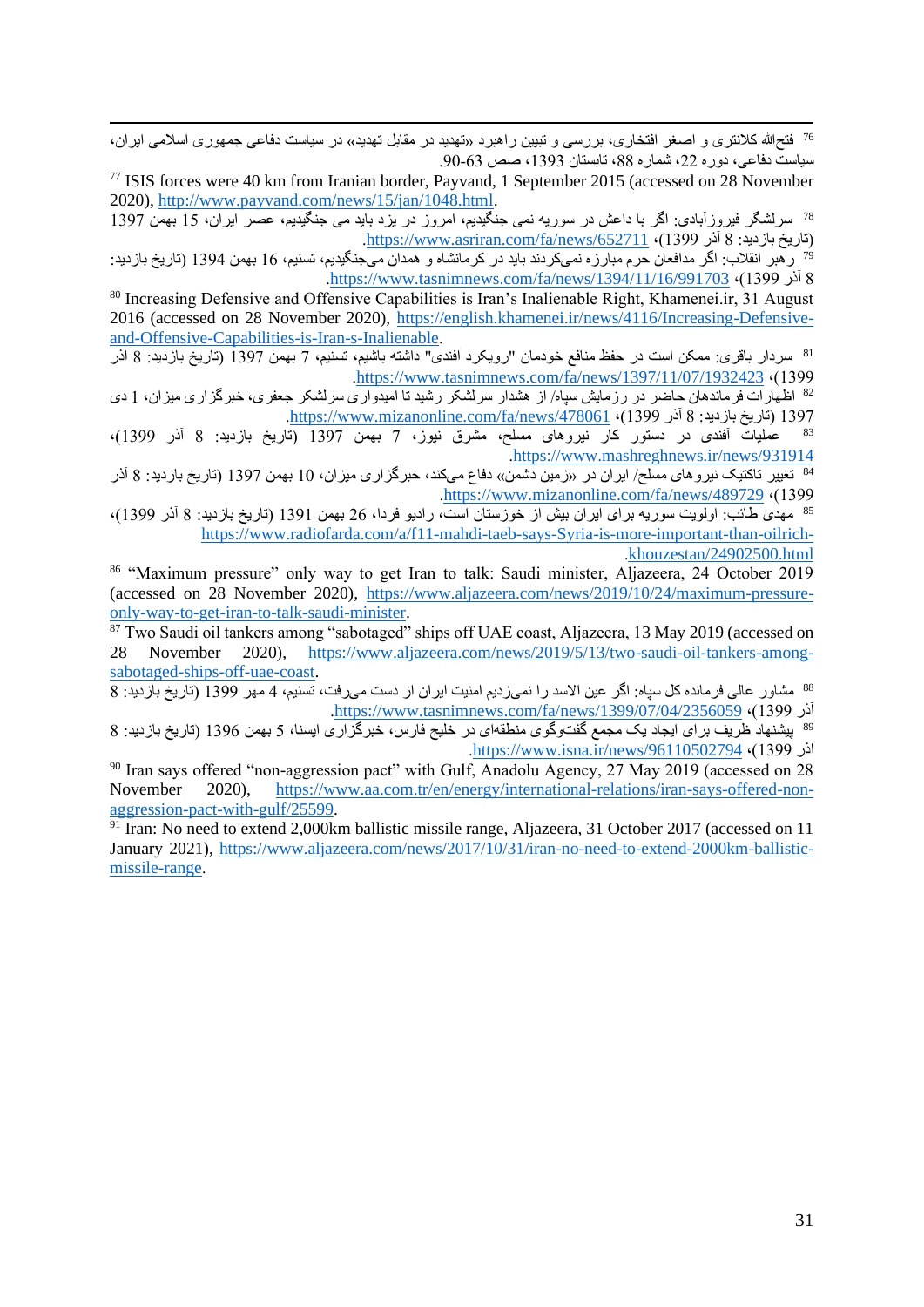[76] فتح‌الله کلانتری و اصغر افتخاری، بررسی و تبیین راهبرد «تهدید در مقابل تهدید» در سیاست دفاعی جمهوری اسلامی ایران، سیاست دفاعی، دوره 22، شماره 88، تابستان 1393، صص 63-90.

[77] ISIS forces were 40 km from Iranian border, Payvand, 1 September 2015 (accessed on 28 November 2020), http://www.payvand.com/news/15/jan/1048.html.

[78] سرلشگر فیروزآبادی: اگر با داعش در سوریه نمی جنگیدیم، امروز در یزد باید می جنگیدیم، عصر ایران، 15 بهمن 1397 (تاریخ بازدید: 8 آذر 1399)، https://www.asriran.com/fa/news/652711.

[79] رهبر انقلاب: اگر مدافعان حرم مبارزه نمی‌کردند باید در کرمانشاه و همدان می‌جنگیدیم، تسنیم، 16 بهمن 1394 (تاریخ بازدید: 8 آذر 1399)، https://www.tasnimnews.com/fa/news/1394/11/16/991703.

[80] Increasing Defensive and Offensive Capabilities is Iran's Inalienable Right, Khamenei.ir, 31 August 2016 (accessed on 28 November 2020), https://english.khamenei.ir/news/4116/Increasing-Defensive-and-Offensive-Capabilities-is-Iran-s-Inalienable.

[81] سردار باقری: ممکن است در حفظ منافع خودمان "رویکرد آفندی" داشته باشیم، تسنیم، 7 بهمن 1397 (تاریخ بازدید: 8 آذر 1399)، https://www.tasnimnews.com/fa/news/1397/11/07/1932423.

[82] اظهارات فرماندهان حاضر در رزمایش سپاه/ از هشدار سرلشکر رشید تا امیدواری سرلشکر جعفری، خبرگزاری میزان، 1 دی 1397 (تاریخ بازدید: 8 آذر 1399)، https://www.mizanonline.com/fa/news/478061.

[83] عملیات آفندی در دستور کار نیروهای مسلح، مشرق نیوز، 7 بهمن 1397 (تاریخ بازدید: 8 آذر 1399)، https://www.mashreghnews.ir/news/931914.

[84] تغییر تاکتیک نیروهای مسلح/ ایران در «زمین دشمن» دفاع می‌کند، خبرگزاری میزان، 10 بهمن 1397 (تاریخ بازدید: 8 آذر 1399)، https://www.mizanonline.com/fa/news/489729.

[85] مهدی طائب: اولویت سوریه برای ایران بیش از خوزستان است، رادیو فردا، 26 بهمن 1391 (تاریخ بازدید: 8 آذر 1399)، https://www.radiofarda.com/a/f11-mahdi-taeb-says-Syria-is-more-important-than-oilrich-khouzestan/24902500.html.

[86] "Maximum pressure" only way to get Iran to talk: Saudi minister, Aljazeera, 24 October 2019 (accessed on 28 November 2020), https://www.aljazeera.com/news/2019/10/24/maximum-pressure-only-way-to-get-iran-to-talk-saudi-minister.

[87] Two Saudi oil tankers among "sabotaged" ships off UAE coast, Aljazeera, 13 May 2019 (accessed on 28 November 2020), https://www.aljazeera.com/news/2019/5/13/two-saudi-oil-tankers-among-sabotaged-ships-off-uae-coast.

[88] مشاور عالی فرمانده کل سپاه: اگر عین الاسد را نمی‌زدیم امنیت ایران از دست می‌رفت، تسنیم، 4 مهر 1399 (تاریخ بازدید: 8 آذر 1399)، https://www.tasnimnews.com/fa/news/1399/07/04/2356059.

[89] پیشنهاد ظریف برای ایجاد یک مجمع گفت‌وگوی منطقه‌ای در خلیج فارس، خبرگزاری ایسنا، 5 بهمن 1396 (تاریخ بازدید: 8 آذر 1399)، https://www.isna.ir/news/96110502794.

[90] Iran says offered "non-aggression pact" with Gulf, Anadolu Agency, 27 May 2019 (accessed on 28 November 2020), https://www.aa.com.tr/en/energy/international-relations/iran-says-offered-non-aggression-pact-with-gulf/25599.

[91] Iran: No need to extend 2,000km ballistic missile range, Aljazeera, 31 October 2017 (accessed on 11 January 2021), https://www.aljazeera.com/news/2017/10/31/iran-no-need-to-extend-2000km-ballistic-missile-range.